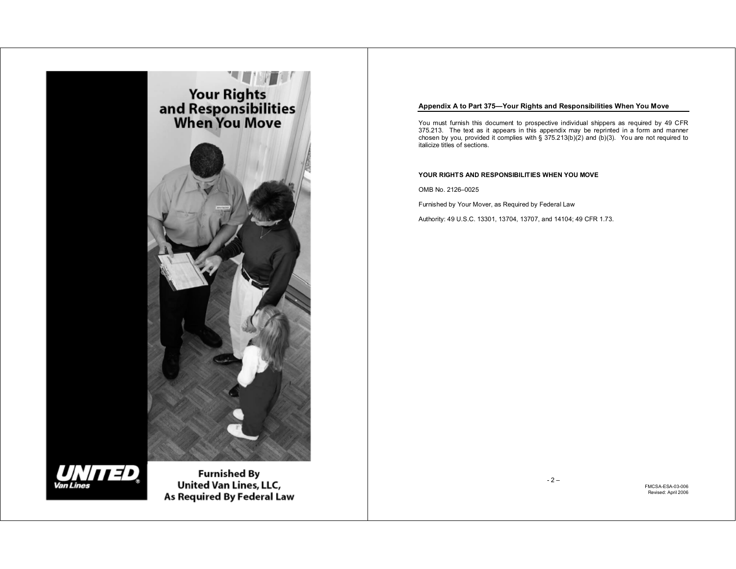# Your Rights and Responsibilities When You Move

UNITED Van Lines

Furnished By
United Van Lines, LLC,
As Required By Federal Law

## Appendix A to Part 375—Your Rights and Responsibilities When You Move

You must furnish this document to prospective individual shippers as required by 49 CFR 375.213. The text as it appears in this appendix may be reprinted in a form and manner chosen by you, provided it complies with § 375.213(b)(2) and (b)(3). You are not required to italicize titles of sections.

**YOUR RIGHTS AND RESPONSIBILITIES WHEN YOU MOVE**

OMB No. 2126–0025

Furnished by Your Mover, as Required by Federal Law

Authority: 49 U.S.C. 13301, 13704, 13707, and 14104; 49 CFR 1.73.

FMCSA-ESA-03-006
Revised: April 2006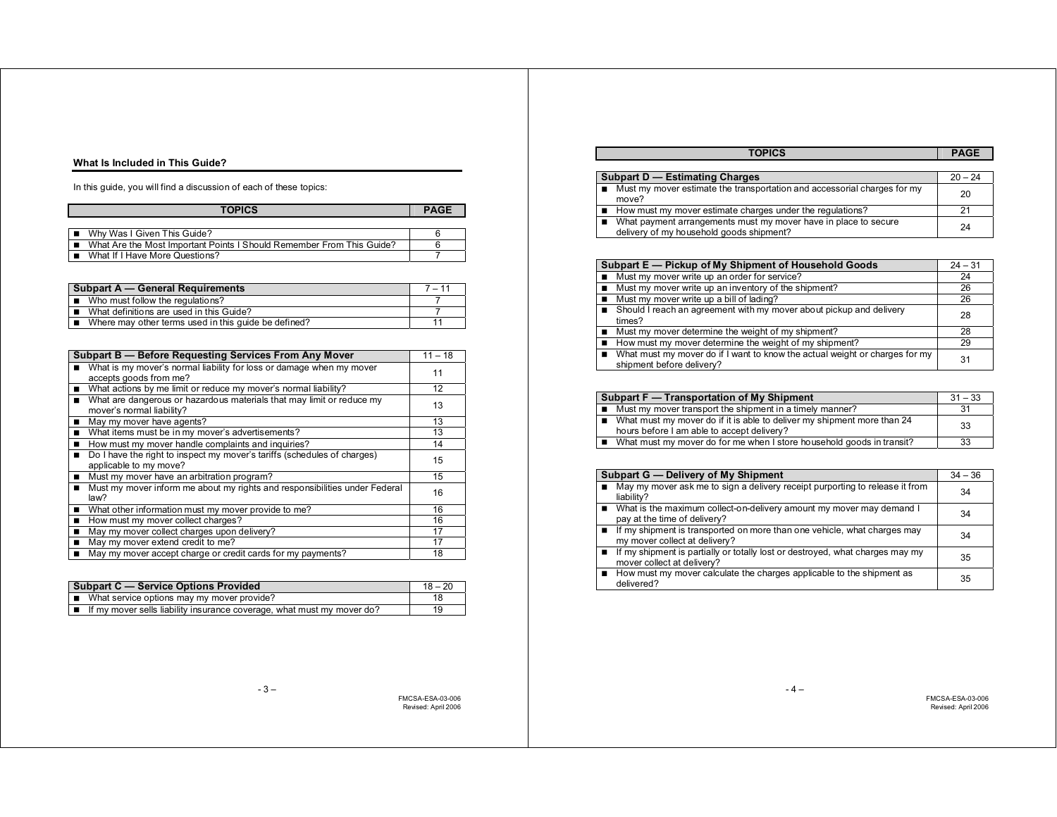## What Is Included in This Guide?

In this guide, you will find a discussion of each of these topics:

| TOPICS | PAGE |
|---|---|
| ■ Why Was I Given This Guide? | 6 |
| ■ What Are the Most Important Points I Should Remember From This Guide? | 6 |
| ■ What If I Have More Questions? | 7 |

| **Subpart A — General Requirements** | **7 – 11** |
|---|---|
| ■ Who must follow the regulations? | 7 |
| ■ What definitions are used in this Guide? | 7 |
| ■ Where may other terms used in this guide be defined? | 11 |

| **Subpart B — Before Requesting Services From Any Mover** | **11 – 18** |
|---|---|
| ■ What is my mover's normal liability for loss or damage when my mover accepts goods from me? | 11 |
| ■ What actions by me limit or reduce my mover's normal liability? | 12 |
| ■ What are dangerous or hazardous materials that may limit or reduce my mover's normal liability? | 13 |
| ■ May my mover have agents? | 13 |
| ■ What items must be in my mover's advertisements? | 13 |
| ■ How must my mover handle complaints and inquiries? | 14 |
| ■ Do I have the right to inspect my mover's tariffs (schedules of charges) applicable to my move? | 15 |
| ■ Must my mover have an arbitration program? | 15 |
| ■ Must my mover inform me about my rights and responsibilities under Federal law? | 16 |
| ■ What other information must my mover provide to me? | 16 |
| ■ How must my mover collect charges? | 16 |
| ■ May my mover collect charges upon delivery? | 17 |
| ■ May my mover extend credit to me? | 17 |
| ■ May my mover accept charge or credit cards for my payments? | 18 |

| **Subpart C — Service Options Provided** | **18 – 20** |
|---|---|
| ■ What service options may my mover provide? | 18 |
| ■ If my mover sells liability insurance coverage, what must my mover do? | 19 |

| TOPICS | PAGE |
|---|---|

| **Subpart D — Estimating Charges** | **20 – 24** |
|---|---|
| ■ Must my mover estimate the transportation and accessorial charges for my move? | 20 |
| ■ How must my mover estimate charges under the regulations? | 21 |
| ■ What payment arrangements must my mover have in place to secure delivery of my household goods shipment? | 24 |

| **Subpart E — Pickup of My Shipment of Household Goods** | **24 – 31** |
|---|---|
| ■ Must my mover write up an order for service? | 24 |
| ■ Must my mover write up an inventory of the shipment? | 26 |
| ■ Must my mover write up a bill of lading? | 26 |
| ■ Should I reach an agreement with my mover about pickup and delivery times? | 28 |
| ■ Must my mover determine the weight of my shipment? | 28 |
| ■ How must my mover determine the weight of my shipment? | 29 |
| ■ What must my mover do if I want to know the actual weight or charges for my shipment before delivery? | 31 |

| **Subpart F — Transportation of My Shipment** | **31 – 33** |
|---|---|
| ■ Must my mover transport the shipment in a timely manner? | 31 |
| ■ What must my mover do if it is able to deliver my shipment more than 24 hours before I am able to accept delivery? | 33 |
| ■ What must my mover do for me when I store household goods in transit? | 33 |

| **Subpart G — Delivery of My Shipment** | **34 – 36** |
|---|---|
| ■ May my mover ask me to sign a delivery receipt purporting to release it from liability? | 34 |
| ■ What is the maximum collect-on-delivery amount my mover may demand I pay at the time of delivery? | 34 |
| ■ If my shipment is transported on more than one vehicle, what charges may my mover collect at delivery? | 34 |
| ■ If my shipment is partially or totally lost or destroyed, what charges may my mover collect at delivery? | 35 |
| ■ How must my mover calculate the charges applicable to the shipment as delivered? | 35 |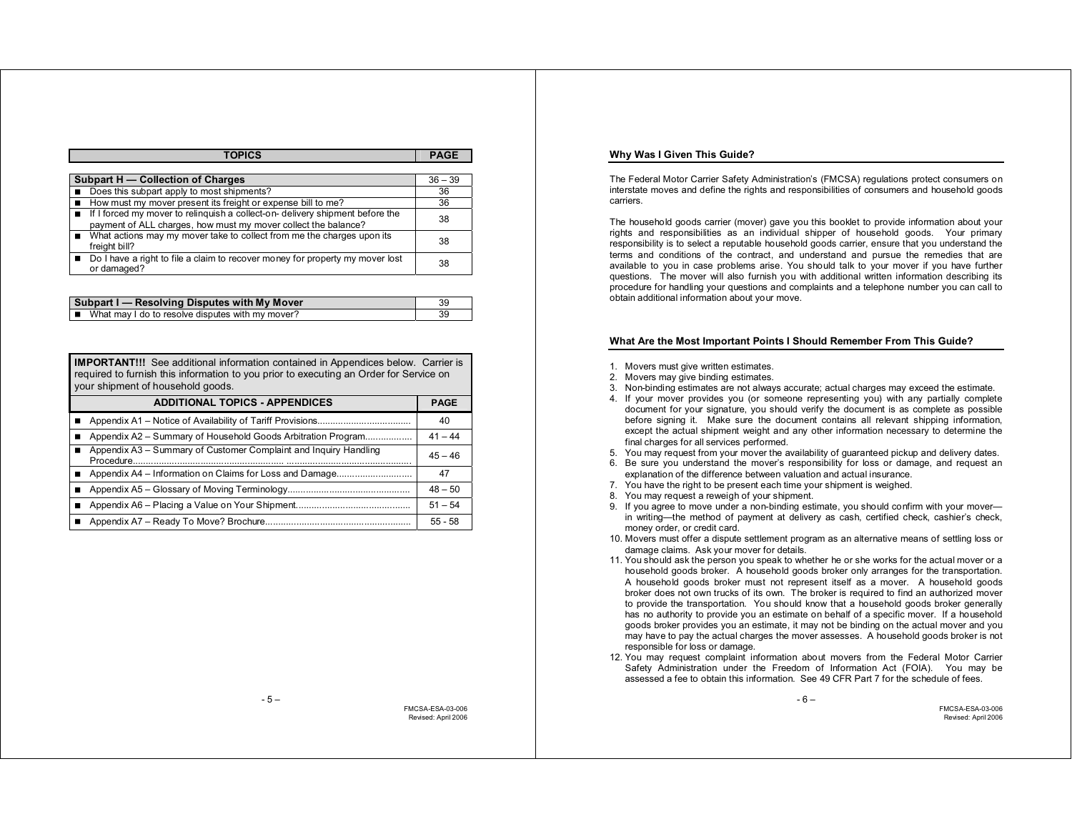| TOPICS | PAGE |
|---|---|
| **Subpart H — Collection of Charges** | 36 – 39 |
| ■ Does this subpart apply to most shipments? | 36 |
| ■ How must my mover present its freight or expense bill to me? | 36 |
| ■ If I forced my mover to relinquish a collect-on- delivery shipment before the payment of ALL charges, how must my mover collect the balance? | 38 |
| ■ What actions may my mover take to collect from me the charges upon its freight bill? | 38 |
| ■ Do I have a right to file a claim to recover money for property my mover lost or damaged? | 38 |

| **Subpart I — Resolving Disputes with My Mover** | 39 |
|---|---|
| ■ What may I do to resolve disputes with my mover? | 39 |

**IMPORTANT!!!** See additional information contained in Appendices below. Carrier is required to furnish this information to you prior to executing an Order for Service on your shipment of household goods.

| ADDITIONAL TOPICS - APPENDICES | PAGE |
|---|---|
| ■ Appendix A1 – Notice of Availability of Tariff Provisions.................................... | 40 |
| ■ Appendix A2 – Summary of Household Goods Arbitration Program.................. | 41 – 44 |
| ■ Appendix A3 – Summary of Customer Complaint and Inquiry Handling Procedure........................................................................................................ | 45 – 46 |
| ■ Appendix A4 – Information on Claims for Loss and Damage............................. | 47 |
| ■ Appendix A5 – Glossary of Moving Terminology............................................... | 48 – 50 |
| ■ Appendix A6 – Placing a Value on Your Shipment........................................... | 51 – 54 |
| ■ Appendix A7 – Ready To Move? Brochure........................................................ | 55 - 58 |

## Why Was I Given This Guide?

The Federal Motor Carrier Safety Administration's (FMCSA) regulations protect consumers on interstate moves and define the rights and responsibilities of consumers and household goods carriers.

The household goods carrier (mover) gave you this booklet to provide information about your rights and responsibilities as an individual shipper of household goods. Your primary responsibility is to select a reputable household goods carrier, ensure that you understand the terms and conditions of the contract, and understand and pursue the remedies that are available to you in case problems arise. You should talk to your mover if you have further questions. The mover will also furnish you with additional written information describing its procedure for handling your questions and complaints and a telephone number you can call to obtain additional information about your move.

## What Are the Most Important Points I Should Remember From This Guide?

1. Movers must give written estimates.
2. Movers may give binding estimates.
3. Non-binding estimates are not always accurate; actual charges may exceed the estimate.
4. If your mover provides you (or someone representing you) with any partially complete document for your signature, you should verify the document is as complete as possible before signing it. Make sure the document contains all relevant shipping information, except the actual shipment weight and any other information necessary to determine the final charges for all services performed.
5. You may request from your mover the availability of guaranteed pickup and delivery dates.
6. Be sure you understand the mover's responsibility for loss or damage, and request an explanation of the difference between valuation and actual insurance.
7. You have the right to be present each time your shipment is weighed.
8. You may request a reweigh of your shipment.
9. If you agree to move under a non-binding estimate, you should confirm with your mover—in writing—the method of payment at delivery as cash, certified check, cashier's check, money order, or credit card.
10. Movers must offer a dispute settlement program as an alternative means of settling loss or damage claims. Ask your mover for details.
11. You should ask the person you speak to whether he or she works for the actual mover or a household goods broker. A household goods broker only arranges for the transportation. A household goods broker must not represent itself as a mover. A household goods broker does not own trucks of its own. The broker is required to find an authorized mover to provide the transportation. You should know that a household goods broker generally has no authority to provide you an estimate on behalf of a specific mover. If a household goods broker provides you an estimate, it may not be binding on the actual mover and you may have to pay the actual charges the mover assesses. A household goods broker is not responsible for loss or damage.
12. You may request complaint information about movers from the Federal Motor Carrier Safety Administration under the Freedom of Information Act (FOIA). You may be assessed a fee to obtain this information. See 49 CFR Part 7 for the schedule of fees.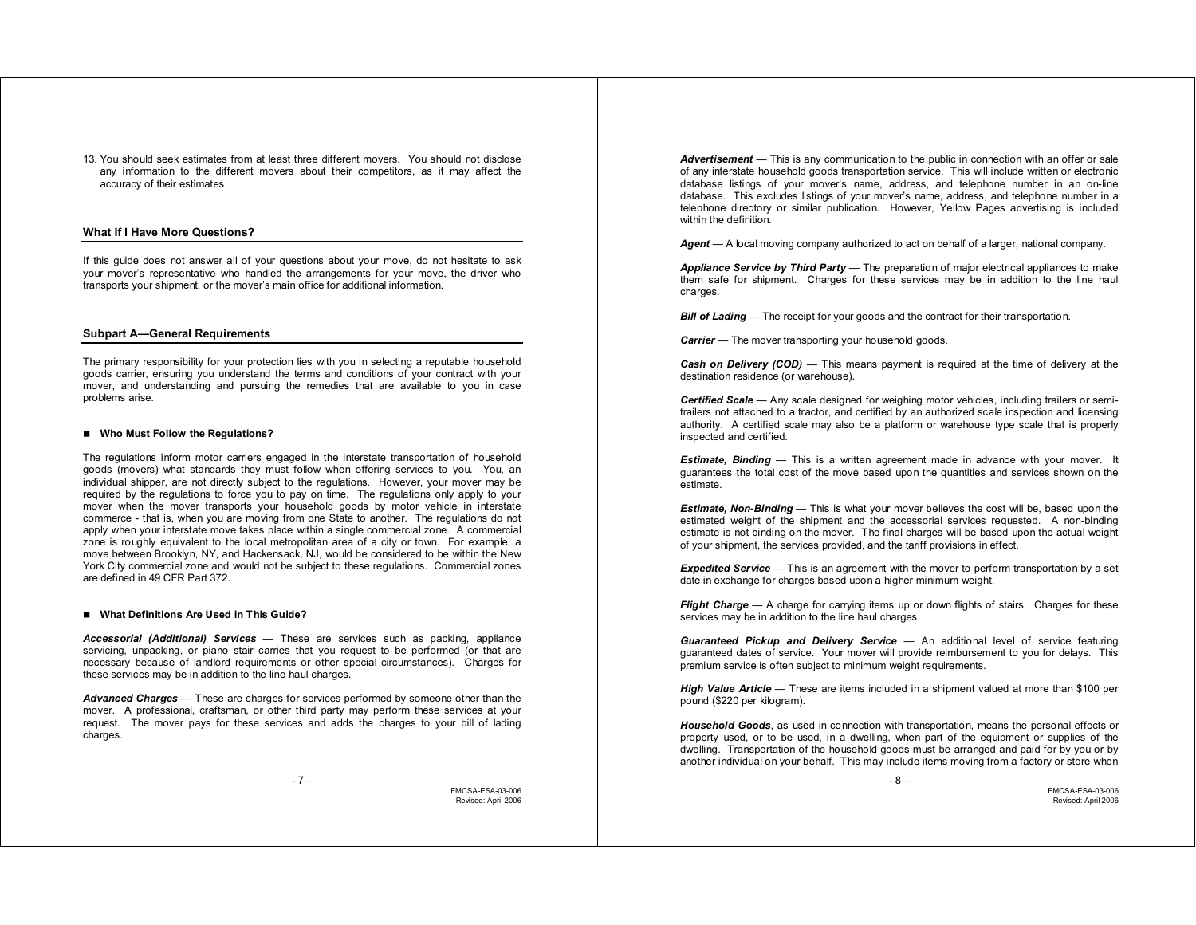13. You should seek estimates from at least three different movers. You should not disclose any information to the different movers about their competitors, as it may affect the accuracy of their estimates.

## What If I Have More Questions?

If this guide does not answer all of your questions about your move, do not hesitate to ask your mover's representative who handled the arrangements for your move, the driver who transports your shipment, or the mover's main office for additional information.

## Subpart A—General Requirements

The primary responsibility for your protection lies with you in selecting a reputable household goods carrier, ensuring you understand the terms and conditions of your contract with your mover, and understanding and pursuing the remedies that are available to you in case problems arise.

### ■ Who Must Follow the Regulations?

The regulations inform motor carriers engaged in the interstate transportation of household goods (movers) what standards they must follow when offering services to you. You, an individual shipper, are not directly subject to the regulations. However, your mover may be required by the regulations to force you to pay on time. The regulations only apply to your mover when the mover transports your household goods by motor vehicle in interstate commerce - that is, when you are moving from one State to another. The regulations do not apply when your interstate move takes place within a single commercial zone. A commercial zone is roughly equivalent to the local metropolitan area of a city or town. For example, a move between Brooklyn, NY, and Hackensack, NJ, would be considered to be within the New York City commercial zone and would not be subject to these regulations. Commercial zones are defined in 49 CFR Part 372.

### ■ What Definitions Are Used in This Guide?

***Accessorial (Additional) Services*** — These are services such as packing, appliance servicing, unpacking, or piano stair carries that you request to be performed (or that are necessary because of landlord requirements or other special circumstances). Charges for these services may be in addition to the line haul charges.

***Advanced Charges*** — These are charges for services performed by someone other than the mover. A professional, craftsman, or other third party may perform these services at your request. The mover pays for these services and adds the charges to your bill of lading charges.

***Advertisement*** — This is any communication to the public in connection with an offer or sale of any interstate household goods transportation service. This will include written or electronic database listings of your mover's name, address, and telephone number in an on-line database. This excludes listings of your mover's name, address, and telephone number in a telephone directory or similar publication. However, Yellow Pages advertising is included within the definition.

***Agent*** — A local moving company authorized to act on behalf of a larger, national company.

***Appliance Service by Third Party*** — The preparation of major electrical appliances to make them safe for shipment. Charges for these services may be in addition to the line haul charges.

***Bill of Lading*** — The receipt for your goods and the contract for their transportation.

***Carrier*** — The mover transporting your household goods.

***Cash on Delivery (COD)*** — This means payment is required at the time of delivery at the destination residence (or warehouse).

***Certified Scale*** — Any scale designed for weighing motor vehicles, including trailers or semi-trailers not attached to a tractor, and certified by an authorized scale inspection and licensing authority. A certified scale may also be a platform or warehouse type scale that is properly inspected and certified.

***Estimate, Binding*** — This is a written agreement made in advance with your mover. It guarantees the total cost of the move based upon the quantities and services shown on the estimate.

***Estimate, Non-Binding*** — This is what your mover believes the cost will be, based upon the estimated weight of the shipment and the accessorial services requested. A non-binding estimate is not binding on the mover. The final charges will be based upon the actual weight of your shipment, the services provided, and the tariff provisions in effect.

***Expedited Service*** — This is an agreement with the mover to perform transportation by a set date in exchange for charges based upon a higher minimum weight.

***Flight Charge*** — A charge for carrying items up or down flights of stairs. Charges for these services may be in addition to the line haul charges.

***Guaranteed Pickup and Delivery Service*** — An additional level of service featuring guaranteed dates of service. Your mover will provide reimbursement to you for delays. This premium service is often subject to minimum weight requirements.

***High Value Article*** — These are items included in a shipment valued at more than $100 per pound ($220 per kilogram).

***Household Goods***, as used in connection with transportation, means the personal effects or property used, or to be used, in a dwelling, when part of the equipment or supplies of the dwelling. Transportation of the household goods must be arranged and paid for by you or by another individual on your behalf. This may include items moving from a factory or store when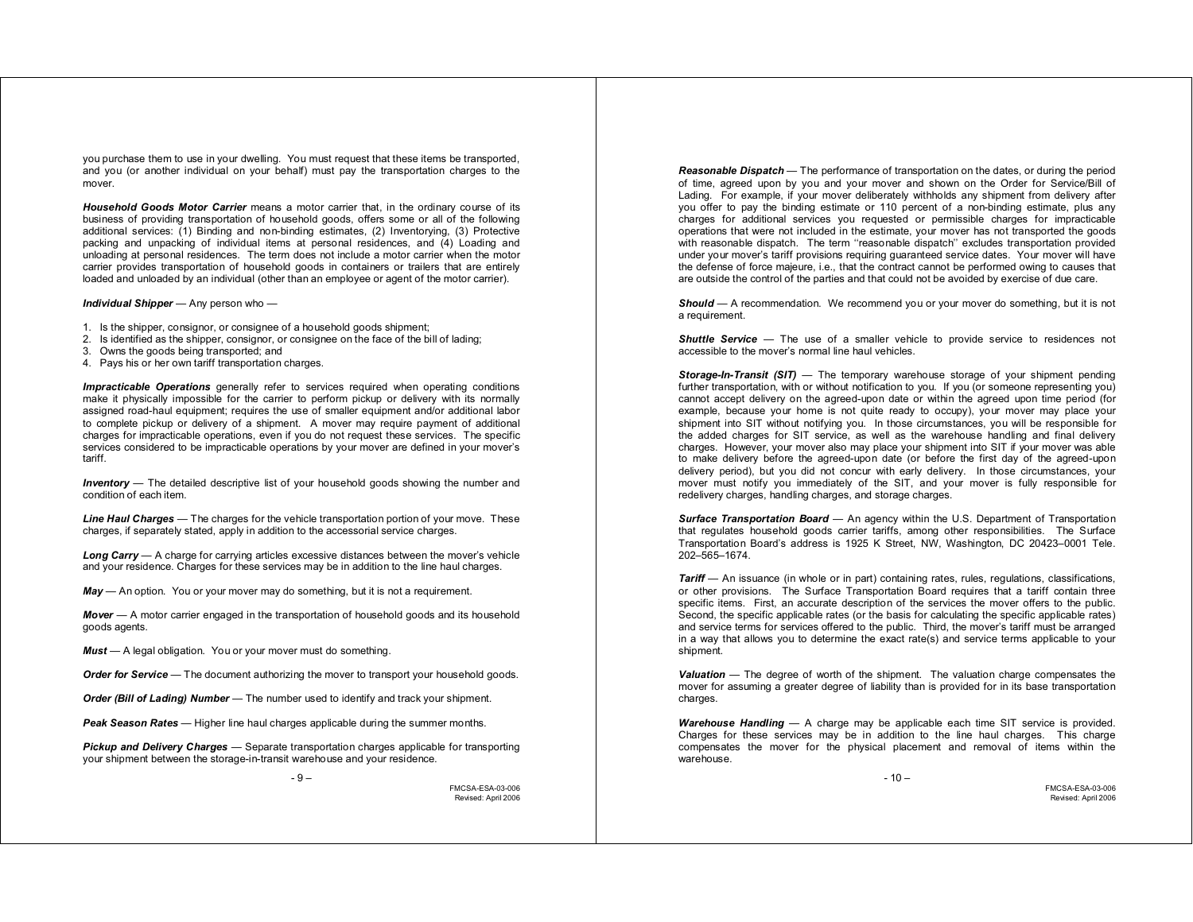you purchase them to use in your dwelling. You must request that these items be transported, and you (or another individual on your behalf) must pay the transportation charges to the mover.

***Household Goods Motor Carrier*** means a motor carrier that, in the ordinary course of its business of providing transportation of household goods, offers some or all of the following additional services: (1) Binding and non-binding estimates, (2) Inventorying, (3) Protective packing and unpacking of individual items at personal residences, and (4) Loading and unloading at personal residences. The term does not include a motor carrier when the motor carrier provides transportation of household goods in containers or trailers that are entirely loaded and unloaded by an individual (other than an employee or agent of the motor carrier).

***Individual Shipper*** — Any person who —

1. Is the shipper, consignor, or consignee of a household goods shipment;
2. Is identified as the shipper, consignor, or consignee on the face of the bill of lading;
3. Owns the goods being transported; and
4. Pays his or her own tariff transportation charges.

***Impracticable Operations*** generally refer to services required when operating conditions make it physically impossible for the carrier to perform pickup or delivery with its normally assigned road-haul equipment; requires the use of smaller equipment and/or additional labor to complete pickup or delivery of a shipment. A mover may require payment of additional charges for impracticable operations, even if you do not request these services. The specific services considered to be impracticable operations by your mover are defined in your mover's tariff.

***Inventory*** — The detailed descriptive list of your household goods showing the number and condition of each item.

***Line Haul Charges*** — The charges for the vehicle transportation portion of your move. These charges, if separately stated, apply in addition to the accessorial service charges.

***Long Carry*** — A charge for carrying articles excessive distances between the mover's vehicle and your residence. Charges for these services may be in addition to the line haul charges.

***May*** — An option. You or your mover may do something, but it is not a requirement.

***Mover*** — A motor carrier engaged in the transportation of household goods and its household goods agents.

***Must*** — A legal obligation. You or your mover must do something.

***Order for Service*** — The document authorizing the mover to transport your household goods.

***Order (Bill of Lading) Number*** — The number used to identify and track your shipment.

***Peak Season Rates*** — Higher line haul charges applicable during the summer months.

***Pickup and Delivery Charges*** — Separate transportation charges applicable for transporting your shipment between the storage-in-transit warehouse and your residence.

***Reasonable Dispatch*** — The performance of transportation on the dates, or during the period of time, agreed upon by you and your mover and shown on the Order for Service/Bill of Lading. For example, if your mover deliberately withholds any shipment from delivery after you offer to pay the binding estimate or 110 percent of a non-binding estimate, plus any charges for additional services you requested or permissible charges for impracticable operations that were not included in the estimate, your mover has not transported the goods with reasonable dispatch. The term "reasonable dispatch" excludes transportation provided under your mover's tariff provisions requiring guaranteed service dates. Your mover will have the defense of force majeure, i.e., that the contract cannot be performed owing to causes that are outside the control of the parties and that could not be avoided by exercise of due care.

***Should*** — A recommendation. We recommend you or your mover do something, but it is not a requirement.

***Shuttle Service*** — The use of a smaller vehicle to provide service to residences not accessible to the mover's normal line haul vehicles.

***Storage-In-Transit (SIT)*** — The temporary warehouse storage of your shipment pending further transportation, with or without notification to you. If you (or someone representing you) cannot accept delivery on the agreed-upon date or within the agreed upon time period (for example, because your home is not quite ready to occupy), your mover may place your shipment into SIT without notifying you. In those circumstances, you will be responsible for the added charges for SIT service, as well as the warehouse handling and final delivery charges. However, your mover also may place your shipment into SIT if your mover was able to make delivery before the agreed-upon date (or before the first day of the agreed-upon delivery period), but you did not concur with early delivery. In those circumstances, your mover must notify you immediately of the SIT, and your mover is fully responsible for redelivery charges, handling charges, and storage charges.

***Surface Transportation Board*** — An agency within the U.S. Department of Transportation that regulates household goods carrier tariffs, among other responsibilities. The Surface Transportation Board's address is 1925 K Street, NW, Washington, DC 20423–0001 Tele. 202–565–1674.

***Tariff*** — An issuance (in whole or in part) containing rates, rules, regulations, classifications, or other provisions. The Surface Transportation Board requires that a tariff contain three specific items. First, an accurate description of the services the mover offers to the public. Second, the specific applicable rates (or the basis for calculating the specific applicable rates) and service terms for services offered to the public. Third, the mover's tariff must be arranged in a way that allows you to determine the exact rate(s) and service terms applicable to your shipment.

***Valuation*** — The degree of worth of the shipment. The valuation charge compensates the mover for assuming a greater degree of liability than is provided for in its base transportation charges.

***Warehouse Handling*** — A charge may be applicable each time SIT service is provided. Charges for these services may be in addition to the line haul charges. This charge compensates the mover for the physical placement and removal of items within the warehouse.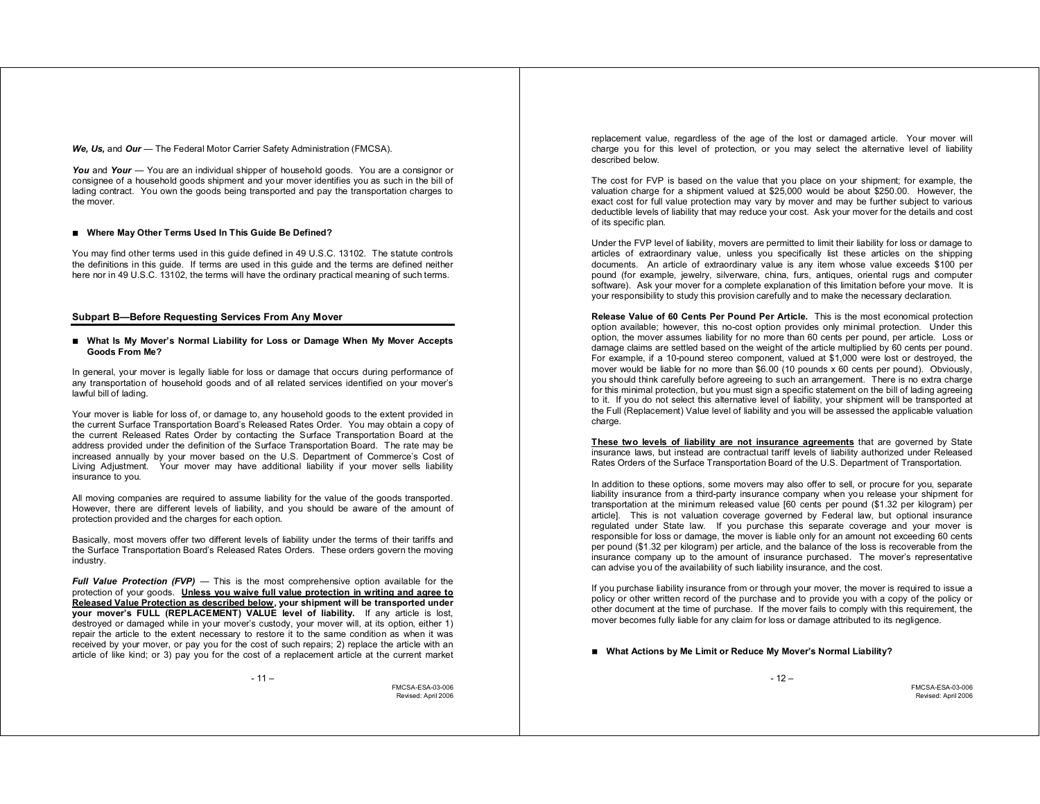***We, Us,*** and ***Our*** — The Federal Motor Carrier Safety Administration (FMCSA).

***You*** and ***Your*** — You are an individual shipper of household goods. You are a consignor or consignee of a household goods shipment and your mover identifies you as such in the bill of lading contract. You own the goods being transported and pay the transportation charges to the mover.

■ **Where May Other Terms Used In This Guide Be Defined?**

You may find other terms used in this guide defined in 49 U.S.C. 13102. The statute controls the definitions in this guide. If terms are used in this guide and the terms are defined neither here nor in 49 U.S.C. 13102, the terms will have the ordinary practical meaning of such terms.

## Subpart B—Before Requesting Services From Any Mover

■ **What Is My Mover's Normal Liability for Loss or Damage When My Mover Accepts Goods From Me?**

In general, your mover is legally liable for loss or damage that occurs during performance of any transportation of household goods and of all related services identified on your mover's lawful bill of lading.

Your mover is liable for loss of, or damage to, any household goods to the extent provided in the current Surface Transportation Board's Released Rates Order. You may obtain a copy of the current Released Rates Order by contacting the Surface Transportation Board at the address provided under the definition of the Surface Transportation Board. The rate may be increased annually by your mover based on the U.S. Department of Commerce's Cost of Living Adjustment. Your mover may have additional liability if your mover sells liability insurance to you.

All moving companies are required to assume liability for the value of the goods transported. However, there are different levels of liability, and you should be aware of the amount of protection provided and the charges for each option.

Basically, most movers offer two different levels of liability under the terms of their tariffs and the Surface Transportation Board's Released Rates Orders. These orders govern the moving industry.

***Full Value Protection (FVP)*** — This is the most comprehensive option available for the protection of your goods. **Unless you waive full value protection in writing and agree to Released Value Protection as described below, your shipment will be transported under your mover's FULL (REPLACEMENT) VALUE level of liability.** If any article is lost, destroyed or damaged while in your mover's custody, your mover will, at its option, either 1) repair the article to the extent necessary to restore it to the same condition as when it was received by your mover, or pay you for the cost of such repairs; 2) replace the article with an article of like kind; or 3) pay you for the cost of a replacement article at the current market replacement value, regardless of the age of the lost or damaged article. Your mover will charge you for this level of protection, or you may select the alternative level of liability described below.

The cost for FVP is based on the value that you place on your shipment; for example, the valuation charge for a shipment valued at $25,000 would be about $250.00. However, the exact cost for full value protection may vary by mover and may be further subject to various deductible levels of liability that may reduce your cost. Ask your mover for the details and cost of its specific plan.

Under the FVP level of liability, movers are permitted to limit their liability for loss or damage to articles of extraordinary value, unless you specifically list these articles on the shipping documents. An article of extraordinary value is any item whose value exceeds $100 per pound (for example, jewelry, silverware, china, furs, antiques, oriental rugs and computer software). Ask your mover for a complete explanation of this limitation before your move. It is your responsibility to study this provision carefully and to make the necessary declaration.

**Release Value of 60 Cents Per Pound Per Article.** This is the most economical protection option available; however, this no-cost option provides only minimal protection. Under this option, the mover assumes liability for no more than 60 cents per pound, per article. Loss or damage claims are settled based on the weight of the article multiplied by 60 cents per pound. For example, if a 10-pound stereo component, valued at $1,000 were lost or destroyed, the mover would be liable for no more than $6.00 (10 pounds x 60 cents per pound). Obviously, you should think carefully before agreeing to such an arrangement. There is no extra charge for this minimal protection, but you must sign a specific statement on the bill of lading agreeing to it. If you do not select this alternative level of liability, your shipment will be transported at the Full (Replacement) Value level of liability and you will be assessed the applicable valuation charge.

**These two levels of liability are not insurance agreements** that are governed by State insurance laws, but instead are contractual tariff levels of liability authorized under Released Rates Orders of the Surface Transportation Board of the U.S. Department of Transportation.

In addition to these options, some movers may also offer to sell, or procure for you, separate liability insurance from a third-party insurance company when you release your shipment for transportation at the minimum released value [60 cents per pound ($1.32 per kilogram) per article]. This is not valuation coverage governed by Federal law, but optional insurance regulated under State law. If you purchase this separate coverage and your mover is responsible for loss or damage, the mover is liable only for an amount not exceeding 60 cents per pound ($1.32 per kilogram) per article, and the balance of the loss is recoverable from the insurance company up to the amount of insurance purchased. The mover's representative can advise you of the availability of such liability insurance, and the cost.

If you purchase liability insurance from or through your mover, the mover is required to issue a policy or other written record of the purchase and to provide you with a copy of the policy or other document at the time of purchase. If the mover fails to comply with this requirement, the mover becomes fully liable for any claim for loss or damage attributed to its negligence.

■ **What Actions by Me Limit or Reduce My Mover's Normal Liability?**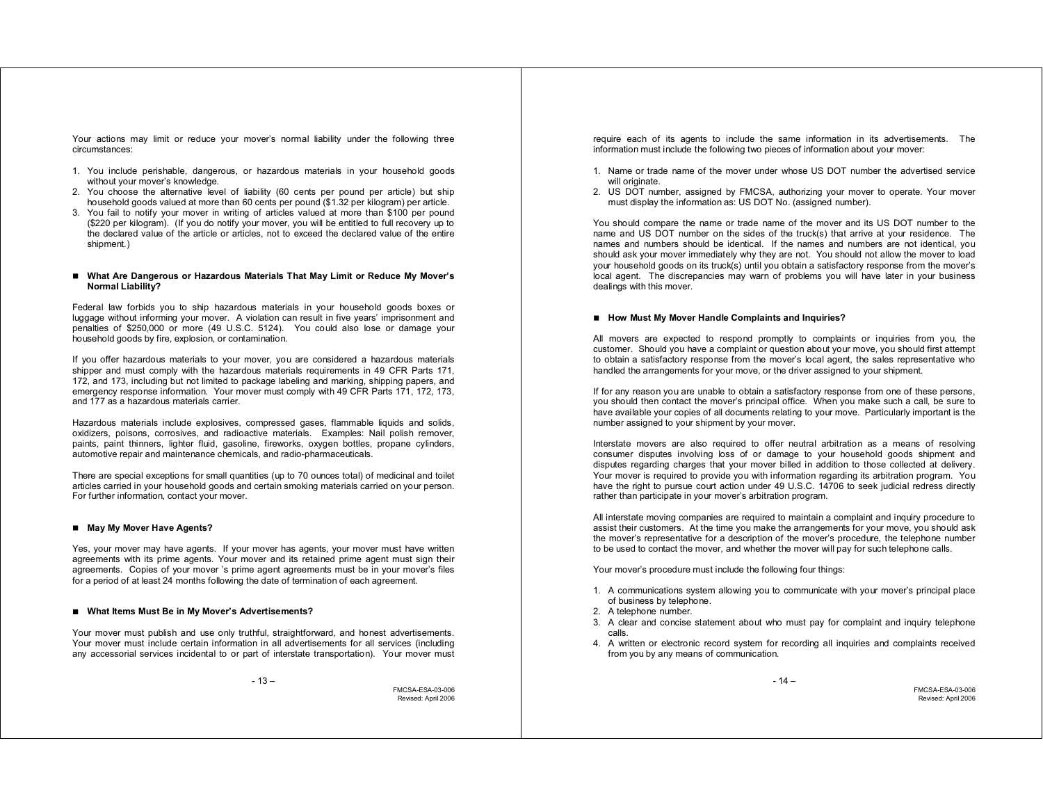Your actions may limit or reduce your mover's normal liability under the following three circumstances:

1. You include perishable, dangerous, or hazardous materials in your household goods without your mover's knowledge.
2. You choose the alternative level of liability (60 cents per pound per article) but ship household goods valued at more than 60 cents per pound ($1.32 per kilogram) per article.
3. You fail to notify your mover in writing of articles valued at more than $100 per pound ($220 per kilogram). (If you do notify your mover, you will be entitled to full recovery up to the declared value of the article or articles, not to exceed the declared value of the entire shipment.)

## ■ What Are Dangerous or Hazardous Materials That May Limit or Reduce My Mover's Normal Liability?

Federal law forbids you to ship hazardous materials in your household goods boxes or luggage without informing your mover. A violation can result in five years' imprisonment and penalties of $250,000 or more (49 U.S.C. 5124). You could also lose or damage your household goods by fire, explosion, or contamination.

If you offer hazardous materials to your mover, you are considered a hazardous materials shipper and must comply with the hazardous materials requirements in 49 CFR Parts 171, 172, and 173, including but not limited to package labeling and marking, shipping papers, and emergency response information. Your mover must comply with 49 CFR Parts 171, 172, 173, and 177 as a hazardous materials carrier.

Hazardous materials include explosives, compressed gases, flammable liquids and solids, oxidizers, poisons, corrosives, and radioactive materials. Examples: Nail polish remover, paints, paint thinners, lighter fluid, gasoline, fireworks, oxygen bottles, propane cylinders, automotive repair and maintenance chemicals, and radio-pharmaceuticals.

There are special exceptions for small quantities (up to 70 ounces total) of medicinal and toilet articles carried in your household goods and certain smoking materials carried on your person. For further information, contact your mover.

## ■ May My Mover Have Agents?

Yes, your mover may have agents. If your mover has agents, your mover must have written agreements with its prime agents. Your mover and its retained prime agent must sign their agreements. Copies of your mover 's prime agent agreements must be in your mover's files for a period of at least 24 months following the date of termination of each agreement.

## ■ What Items Must Be in My Mover's Advertisements?

Your mover must publish and use only truthful, straightforward, and honest advertisements. Your mover must include certain information in all advertisements for all services (including any accessorial services incidental to or part of interstate transportation). Your mover must require each of its agents to include the same information in its advertisements. The information must include the following two pieces of information about your mover:

1. Name or trade name of the mover under whose US DOT number the advertised service will originate.
2. US DOT number, assigned by FMCSA, authorizing your mover to operate. Your mover must display the information as: US DOT No. (assigned number).

You should compare the name or trade name of the mover and its US DOT number to the name and US DOT number on the sides of the truck(s) that arrive at your residence. The names and numbers should be identical. If the names and numbers are not identical, you should ask your mover immediately why they are not. You should not allow the mover to load your household goods on its truck(s) until you obtain a satisfactory response from the mover's local agent. The discrepancies may warn of problems you will have later in your business dealings with this mover.

## ■ How Must My Mover Handle Complaints and Inquiries?

All movers are expected to respond promptly to complaints or inquiries from you, the customer. Should you have a complaint or question about your move, you should first attempt to obtain a satisfactory response from the mover's local agent, the sales representative who handled the arrangements for your move, or the driver assigned to your shipment.

If for any reason you are unable to obtain a satisfactory response from one of these persons, you should then contact the mover's principal office. When you make such a call, be sure to have available your copies of all documents relating to your move. Particularly important is the number assigned to your shipment by your mover.

Interstate movers are also required to offer neutral arbitration as a means of resolving consumer disputes involving loss of or damage to your household goods shipment and disputes regarding charges that your mover billed in addition to those collected at delivery. Your mover is required to provide you with information regarding its arbitration program. You have the right to pursue court action under 49 U.S.C. 14706 to seek judicial redress directly rather than participate in your mover's arbitration program.

All interstate moving companies are required to maintain a complaint and inquiry procedure to assist their customers. At the time you make the arrangements for your move, you should ask the mover's representative for a description of the mover's procedure, the telephone number to be used to contact the mover, and whether the mover will pay for such telephone calls.

Your mover's procedure must include the following four things:

1. A communications system allowing you to communicate with your mover's principal place of business by telephone.
2. A telephone number.
3. A clear and concise statement about who must pay for complaint and inquiry telephone calls.
4. A written or electronic record system for recording all inquiries and complaints received from you by any means of communication.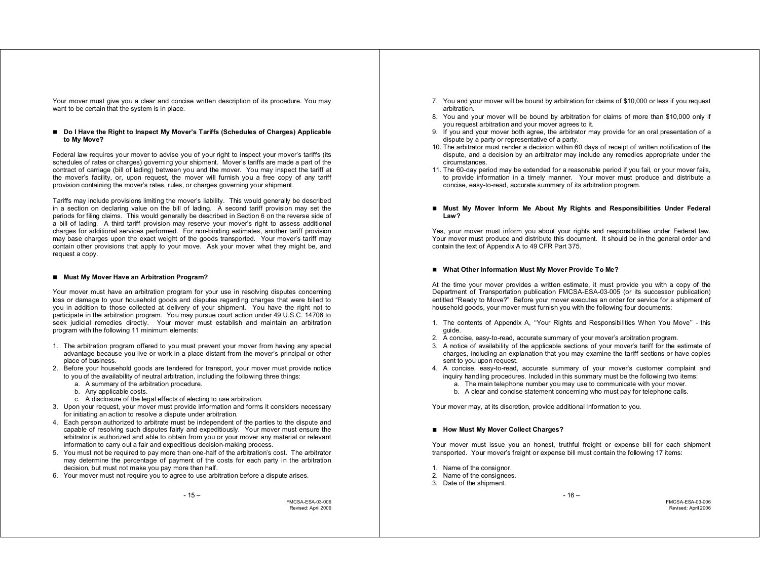Your mover must give you a clear and concise written description of its procedure. You may want to be certain that the system is in place.

## Do I Have the Right to Inspect My Mover's Tariffs (Schedules of Charges) Applicable to My Move?

Federal law requires your mover to advise you of your right to inspect your mover's tariffs (its schedules of rates or charges) governing your shipment. Mover's tariffs are made a part of the contract of carriage (bill of lading) between you and the mover. You may inspect the tariff at the mover's facility, or, upon request, the mover will furnish you a free copy of any tariff provision containing the mover's rates, rules, or charges governing your shipment.

Tariffs may include provisions limiting the mover's liability. This would generally be described in a section on declaring value on the bill of lading. A second tariff provision may set the periods for filing claims. This would generally be described in Section 6 on the reverse side of a bill of lading. A third tariff provision may reserve your mover's right to assess additional charges for additional services performed. For non-binding estimates, another tariff provision may base charges upon the exact weight of the goods transported. Your mover's tariff may contain other provisions that apply to your move. Ask your mover what they might be, and request a copy.

## Must My Mover Have an Arbitration Program?

Your mover must have an arbitration program for your use in resolving disputes concerning loss or damage to your household goods and disputes regarding charges that were billed to you in addition to those collected at delivery of your shipment. You have the right not to participate in the arbitration program. You may pursue court action under 49 U.S.C. 14706 to seek judicial remedies directly. Your mover must establish and maintain an arbitration program with the following 11 minimum elements:

1. The arbitration program offered to you must prevent your mover from having any special advantage because you live or work in a place distant from the mover's principal or other place of business.
2. Before your household goods are tendered for transport, your mover must provide notice to you of the availability of neutral arbitration, including the following three things:
   a. A summary of the arbitration procedure.
   b. Any applicable costs.
   c. A disclosure of the legal effects of electing to use arbitration.
3. Upon your request, your mover must provide information and forms it considers necessary for initiating an action to resolve a dispute under arbitration.
4. Each person authorized to arbitrate must be independent of the parties to the dispute and capable of resolving such disputes fairly and expeditiously. Your mover must ensure the arbitrator is authorized and able to obtain from you or your mover any material or relevant information to carry out a fair and expeditious decision-making process.
5. You must not be required to pay more than one-half of the arbitration's cost. The arbitrator may determine the percentage of payment of the costs for each party in the arbitration decision, but must not make you pay more than half.
6. Your mover must not require you to agree to use arbitration before a dispute arises.
7. You and your mover will be bound by arbitration for claims of $10,000 or less if you request arbitration.
8. You and your mover will be bound by arbitration for claims of more than $10,000 only if you request arbitration and your mover agrees to it.
9. If you and your mover both agree, the arbitrator may provide for an oral presentation of a dispute by a party or representative of a party.
10. The arbitrator must render a decision within 60 days of receipt of written notification of the dispute, and a decision by an arbitrator may include any remedies appropriate under the circumstances.
11. The 60-day period may be extended for a reasonable period if you fail, or your mover fails, to provide information in a timely manner. Your mover must produce and distribute a concise, easy-to-read, accurate summary of its arbitration program.

## Must My Mover Inform Me About My Rights and Responsibilities Under Federal Law?

Yes, your mover must inform you about your rights and responsibilities under Federal law. Your mover must produce and distribute this document. It should be in the general order and contain the text of Appendix A to 49 CFR Part 375.

## What Other Information Must My Mover Provide To Me?

At the time your mover provides a written estimate, it must provide you with a copy of the Department of Transportation publication FMCSA-ESA-03-005 (or its successor publication) entitled "Ready to Move?" Before your mover executes an order for service for a shipment of household goods, your mover must furnish you with the following four documents:

1. The contents of Appendix A, "Your Rights and Responsibilities When You Move" - this guide.
2. A concise, easy-to-read, accurate summary of your mover's arbitration program.
3. A notice of availability of the applicable sections of your mover's tariff for the estimate of charges, including an explanation that you may examine the tariff sections or have copies sent to you upon request.
4. A concise, easy-to-read, accurate summary of your mover's customer complaint and inquiry handling procedures. Included in this summary must be the following two items:
   a. The main telephone number you may use to communicate with your mover.
   b. A clear and concise statement concerning who must pay for telephone calls.

Your mover may, at its discretion, provide additional information to you.

## How Must My Mover Collect Charges?

Your mover must issue you an honest, truthful freight or expense bill for each shipment transported. Your mover's freight or expense bill must contain the following 17 items:

1. Name of the consignor.
2. Name of the consignees.
3. Date of the shipment.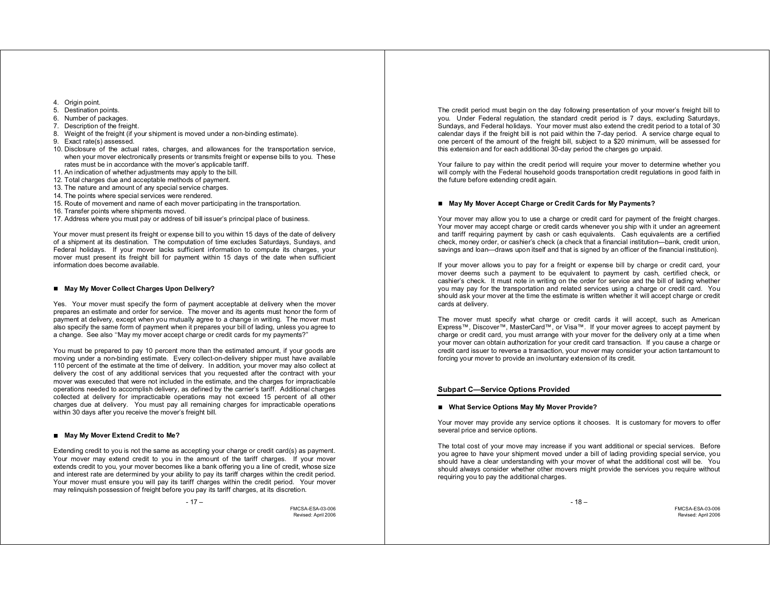4. Origin point.
5. Destination points.
6. Number of packages.
7. Description of the freight.
8. Weight of the freight (if your shipment is moved under a non-binding estimate).
9. Exact rate(s) assessed.
10. Disclosure of the actual rates, charges, and allowances for the transportation service, when your mover electronically presents or transmits freight or expense bills to you. These rates must be in accordance with the mover's applicable tariff.
11. An indication of whether adjustments may apply to the bill.
12. Total charges due and acceptable methods of payment.
13. The nature and amount of any special service charges.
14. The points where special services were rendered.
15. Route of movement and name of each mover participating in the transportation.
16. Transfer points where shipments moved.
17. Address where you must pay or address of bill issuer's principal place of business.

Your mover must present its freight or expense bill to you within 15 days of the date of delivery of a shipment at its destination. The computation of time excludes Saturdays, Sundays, and Federal holidays. If your mover lacks sufficient information to compute its charges, your mover must present its freight bill for payment within 15 days of the date when sufficient information does become available.

### ■ May My Mover Collect Charges Upon Delivery?

Yes. Your mover must specify the form of payment acceptable at delivery when the mover prepares an estimate and order for service. The mover and its agents must honor the form of payment at delivery, except when you mutually agree to a change in writing. The mover must also specify the same form of payment when it prepares your bill of lading, unless you agree to a change. See also "May my mover accept charge or credit cards for my payments?"

You must be prepared to pay 10 percent more than the estimated amount, if your goods are moving under a non-binding estimate. Every collect-on-delivery shipper must have available 110 percent of the estimate at the time of delivery. In addition, your mover may also collect at delivery the cost of any additional services that you requested after the contract with your mover was executed that were not included in the estimate, and the charges for impracticable operations needed to accomplish delivery, as defined by the carrier's tariff. Additional charges collected at delivery for impracticable operations may not exceed 15 percent of all other charges due at delivery. You must pay all remaining charges for impracticable operations within 30 days after you receive the mover's freight bill.

### ■ May My Mover Extend Credit to Me?

Extending credit to you is not the same as accepting your charge or credit card(s) as payment. Your mover may extend credit to you in the amount of the tariff charges. If your mover extends credit to you, your mover becomes like a bank offering you a line of credit, whose size and interest rate are determined by your ability to pay its tariff charges within the credit period. Your mover must ensure you will pay its tariff charges within the credit period. Your mover may relinquish possession of freight before you pay its tariff charges, at its discretion.

The credit period must begin on the day following presentation of your mover's freight bill to you. Under Federal regulation, the standard credit period is 7 days, excluding Saturdays, Sundays, and Federal holidays. Your mover must also extend the credit period to a total of 30 calendar days if the freight bill is not paid within the 7-day period. A service charge equal to one percent of the amount of the freight bill, subject to a $20 minimum, will be assessed for this extension and for each additional 30-day period the charges go unpaid.

Your failure to pay within the credit period will require your mover to determine whether you will comply with the Federal household goods transportation credit regulations in good faith in the future before extending credit again.

### ■ May My Mover Accept Charge or Credit Cards for My Payments?

Your mover may allow you to use a charge or credit card for payment of the freight charges. Your mover may accept charge or credit cards whenever you ship with it under an agreement and tariff requiring payment by cash or cash equivalents. Cash equivalents are a certified check, money order, or cashier's check (a check that a financial institution—bank, credit union, savings and loan—draws upon itself and that is signed by an officer of the financial institution).

If your mover allows you to pay for a freight or expense bill by charge or credit card, your mover deems such a payment to be equivalent to payment by cash, certified check, or cashier's check. It must note in writing on the order for service and the bill of lading whether you may pay for the transportation and related services using a charge or credit card. You should ask your mover at the time the estimate is written whether it will accept charge or credit cards at delivery.

The mover must specify what charge or credit cards it will accept, such as American Express™, Discover™, MasterCard™, or Visa™. If your mover agrees to accept payment by charge or credit card, you must arrange with your mover for the delivery only at a time when your mover can obtain authorization for your credit card transaction. If you cause a charge or credit card issuer to reverse a transaction, your mover may consider your action tantamount to forcing your mover to provide an involuntary extension of its credit.

## Subpart C—Service Options Provided

### ■ What Service Options May My Mover Provide?

Your mover may provide any service options it chooses. It is customary for movers to offer several price and service options.

The total cost of your move may increase if you want additional or special services. Before you agree to have your shipment moved under a bill of lading providing special service, you should have a clear understanding with your mover of what the additional cost will be. You should always consider whether other movers might provide the services you require without requiring you to pay the additional charges.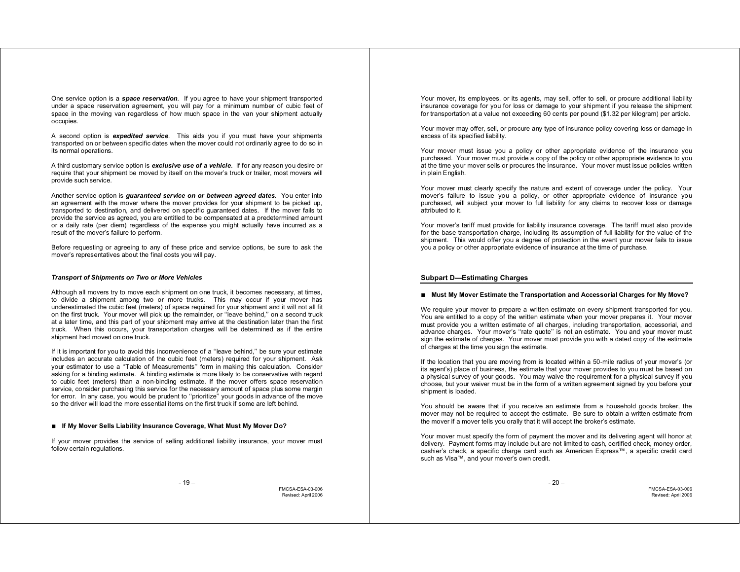One service option is a ***space reservation***. If you agree to have your shipment transported under a space reservation agreement, you will pay for a minimum number of cubic feet of space in the moving van regardless of how much space in the van your shipment actually occupies.

A second option is ***expedited service***. This aids you if you must have your shipments transported on or between specific dates when the mover could not ordinarily agree to do so in its normal operations.

A third customary service option is ***exclusive use of a vehicle***. If for any reason you desire or require that your shipment be moved by itself on the mover's truck or trailer, most movers will provide such service.

Another service option is ***guaranteed service on or between agreed dates***. You enter into an agreement with the mover where the mover provides for your shipment to be picked up, transported to destination, and delivered on specific guaranteed dates. If the mover fails to provide the service as agreed, you are entitled to be compensated at a predetermined amount or a daily rate (per diem) regardless of the expense you might actually have incurred as a result of the mover's failure to perform.

Before requesting or agreeing to any of these price and service options, be sure to ask the mover's representatives about the final costs you will pay.

***Transport of Shipments on Two or More Vehicles***

Although all movers try to move each shipment on one truck, it becomes necessary, at times, to divide a shipment among two or more trucks. This may occur if your mover has underestimated the cubic feet (meters) of space required for your shipment and it will not all fit on the first truck. Your mover will pick up the remainder, or ''leave behind,'' on a second truck at a later time, and this part of your shipment may arrive at the destination later than the first truck. When this occurs, your transportation charges will be determined as if the entire shipment had moved on one truck.

If it is important for you to avoid this inconvenience of a ''leave behind,'' be sure your estimate includes an accurate calculation of the cubic feet (meters) required for your shipment. Ask your estimator to use a ''Table of Measurements'' form in making this calculation. Consider asking for a binding estimate. A binding estimate is more likely to be conservative with regard to cubic feet (meters) than a non-binding estimate. If the mover offers space reservation service, consider purchasing this service for the necessary amount of space plus some margin for error. In any case, you would be prudent to ''prioritize'' your goods in advance of the move so the driver will load the more essential items on the first truck if some are left behind.

**■ If My Mover Sells Liability Insurance Coverage, What Must My Mover Do?**

If your mover provides the service of selling additional liability insurance, your mover must follow certain regulations.

Your mover, its employees, or its agents, may sell, offer to sell, or procure additional liability insurance coverage for you for loss or damage to your shipment if you release the shipment for transportation at a value not exceeding 60 cents per pound ($1.32 per kilogram) per article.

Your mover may offer, sell, or procure any type of insurance policy covering loss or damage in excess of its specified liability.

Your mover must issue you a policy or other appropriate evidence of the insurance you purchased. Your mover must provide a copy of the policy or other appropriate evidence to you at the time your mover sells or procures the insurance. Your mover must issue policies written in plain English.

Your mover must clearly specify the nature and extent of coverage under the policy. Your mover's failure to issue you a policy, or other appropriate evidence of insurance you purchased, will subject your mover to full liability for any claims to recover loss or damage attributed to it.

Your mover's tariff must provide for liability insurance coverage. The tariff must also provide for the base transportation charge, including its assumption of full liability for the value of the shipment. This would offer you a degree of protection in the event your mover fails to issue you a policy or other appropriate evidence of insurance at the time of purchase.

## Subpart D—Estimating Charges

**■ Must My Mover Estimate the Transportation and Accessorial Charges for My Move?**

We require your mover to prepare a written estimate on every shipment transported for you. You are entitled to a copy of the written estimate when your mover prepares it. Your mover must provide you a written estimate of all charges, including transportation, accessorial, and advance charges. Your mover's ''rate quote'' is not an estimate. You and your mover must sign the estimate of charges. Your mover must provide you with a dated copy of the estimate of charges at the time you sign the estimate.

If the location that you are moving from is located within a 50-mile radius of your mover's (or its agent's) place of business, the estimate that your mover provides to you must be based on a physical survey of your goods. You may waive the requirement for a physical survey if you choose, but your waiver must be in the form of a written agreement signed by you before your shipment is loaded.

You should be aware that if you receive an estimate from a household goods broker, the mover may not be required to accept the estimate. Be sure to obtain a written estimate from the mover if a mover tells you orally that it will accept the broker's estimate.

Your mover must specify the form of payment the mover and its delivering agent will honor at delivery. Payment forms may include but are not limited to cash, certified check, money order, cashier's check, a specific charge card such as American Express™, a specific credit card such as Visa™, and your mover's own credit.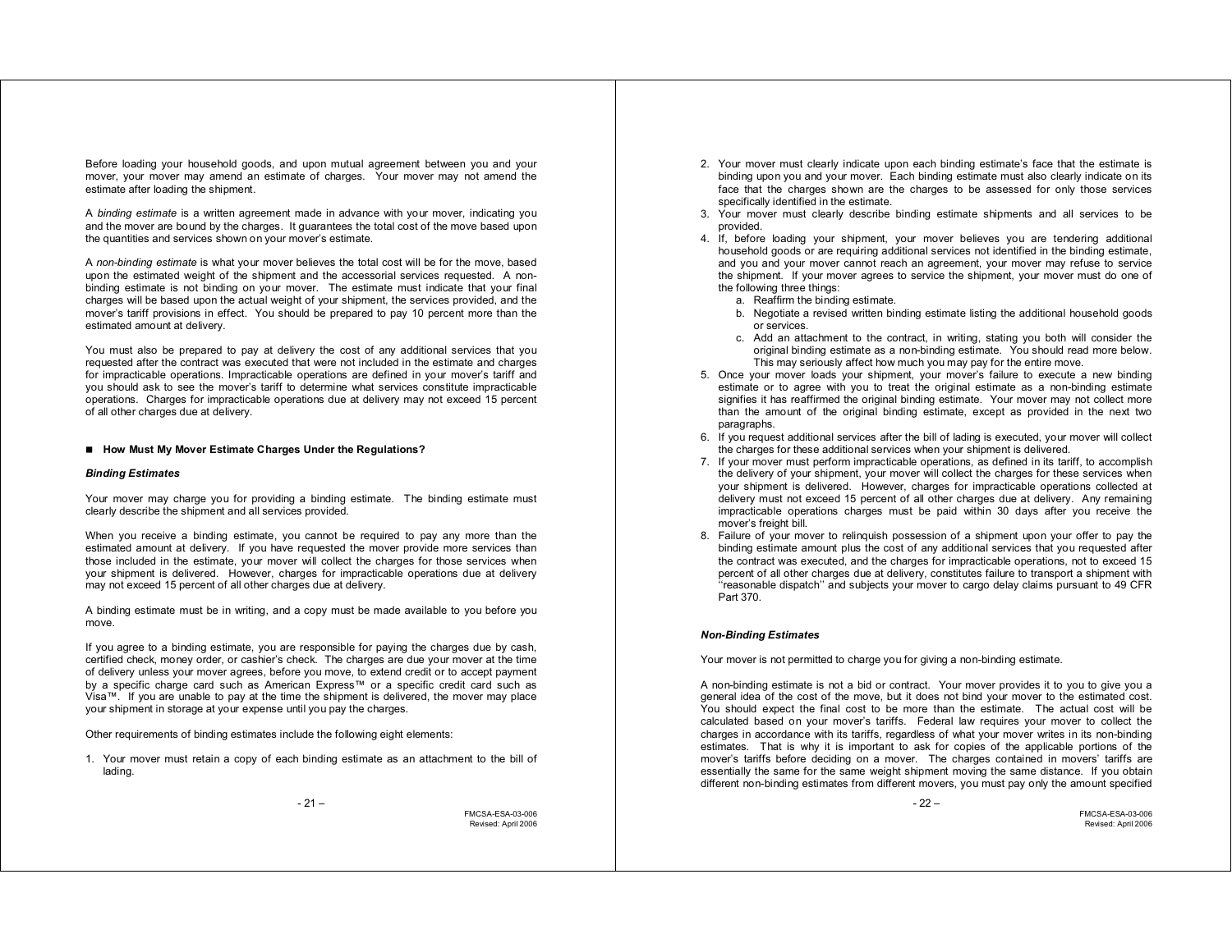Before loading your household goods, and upon mutual agreement between you and your mover, your mover may amend an estimate of charges. Your mover may not amend the estimate after loading the shipment.

A *binding estimate* is a written agreement made in advance with your mover, indicating you and the mover are bound by the charges. It guarantees the total cost of the move based upon the quantities and services shown on your mover's estimate.

A *non-binding estimate* is what your mover believes the total cost will be for the move, based upon the estimated weight of the shipment and the accessorial services requested. A non-binding estimate is not binding on your mover. The estimate must indicate that your final charges will be based upon the actual weight of your shipment, the services provided, and the mover's tariff provisions in effect. You should be prepared to pay 10 percent more than the estimated amount at delivery.

You must also be prepared to pay at delivery the cost of any additional services that you requested after the contract was executed that were not included in the estimate and charges for impracticable operations. Impracticable operations are defined in your mover's tariff and you should ask to see the mover's tariff to determine what services constitute impracticable operations. Charges for impracticable operations due at delivery may not exceed 15 percent of all other charges due at delivery.

## ■ How Must My Mover Estimate Charges Under the Regulations?

### *Binding Estimates*

Your mover may charge you for providing a binding estimate. The binding estimate must clearly describe the shipment and all services provided.

When you receive a binding estimate, you cannot be required to pay any more than the estimated amount at delivery. If you have requested the mover provide more services than those included in the estimate, your mover will collect the charges for those services when your shipment is delivered. However, charges for impracticable operations due at delivery may not exceed 15 percent of all other charges due at delivery.

A binding estimate must be in writing, and a copy must be made available to you before you move.

If you agree to a binding estimate, you are responsible for paying the charges due by cash, certified check, money order, or cashier's check. The charges are due your mover at the time of delivery unless your mover agrees, before you move, to extend credit or to accept payment by a specific charge card such as American Express™ or a specific credit card such as Visa™. If you are unable to pay at the time the shipment is delivered, the mover may place your shipment in storage at your expense until you pay the charges.

Other requirements of binding estimates include the following eight elements:

1. Your mover must retain a copy of each binding estimate as an attachment to the bill of lading.
2. Your mover must clearly indicate upon each binding estimate's face that the estimate is binding upon you and your mover. Each binding estimate must also clearly indicate on its face that the charges shown are the charges to be assessed for only those services specifically identified in the estimate.
3. Your mover must clearly describe binding estimate shipments and all services to be provided.
4. If, before loading your shipment, your mover believes you are tendering additional household goods or are requiring additional services not identified in the binding estimate, and you and your mover cannot reach an agreement, your mover may refuse to service the shipment. If your mover agrees to service the shipment, your mover must do one of the following three things:
   a. Reaffirm the binding estimate.
   b. Negotiate a revised written binding estimate listing the additional household goods or services.
   c. Add an attachment to the contract, in writing, stating you both will consider the original binding estimate as a non-binding estimate. You should read more below. This may seriously affect how much you may pay for the entire move.
5. Once your mover loads your shipment, your mover's failure to execute a new binding estimate or to agree with you to treat the original estimate as a non-binding estimate signifies it has reaffirmed the original binding estimate. Your mover may not collect more than the amount of the original binding estimate, except as provided in the next two paragraphs.
6. If you request additional services after the bill of lading is executed, your mover will collect the charges for these additional services when your shipment is delivered.
7. If your mover must perform impracticable operations, as defined in its tariff, to accomplish the delivery of your shipment, your mover will collect the charges for these services when your shipment is delivered. However, charges for impracticable operations collected at delivery must not exceed 15 percent of all other charges due at delivery. Any remaining impracticable operations charges must be paid within 30 days after you receive the mover's freight bill.
8. Failure of your mover to relinquish possession of a shipment upon your offer to pay the binding estimate amount plus the cost of any additional services that you requested after the contract was executed, and the charges for impracticable operations, not to exceed 15 percent of all other charges due at delivery, constitutes failure to transport a shipment with "reasonable dispatch" and subjects your mover to cargo delay claims pursuant to 49 CFR Part 370.

### *Non-Binding Estimates*

Your mover is not permitted to charge you for giving a non-binding estimate.

A non-binding estimate is not a bid or contract. Your mover provides it to you to give you a general idea of the cost of the move, but it does not bind your mover to the estimated cost. You should expect the final cost to be more than the estimate. The actual cost will be calculated based on your mover's tariffs. Federal law requires your mover to collect the charges in accordance with its tariffs, regardless of what your mover writes in its non-binding estimates. That is why it is important to ask for copies of the applicable portions of the mover's tariffs before deciding on a mover. The charges contained in movers' tariffs are essentially the same for the same weight shipment moving the same distance. If you obtain different non-binding estimates from different movers, you must pay only the amount specified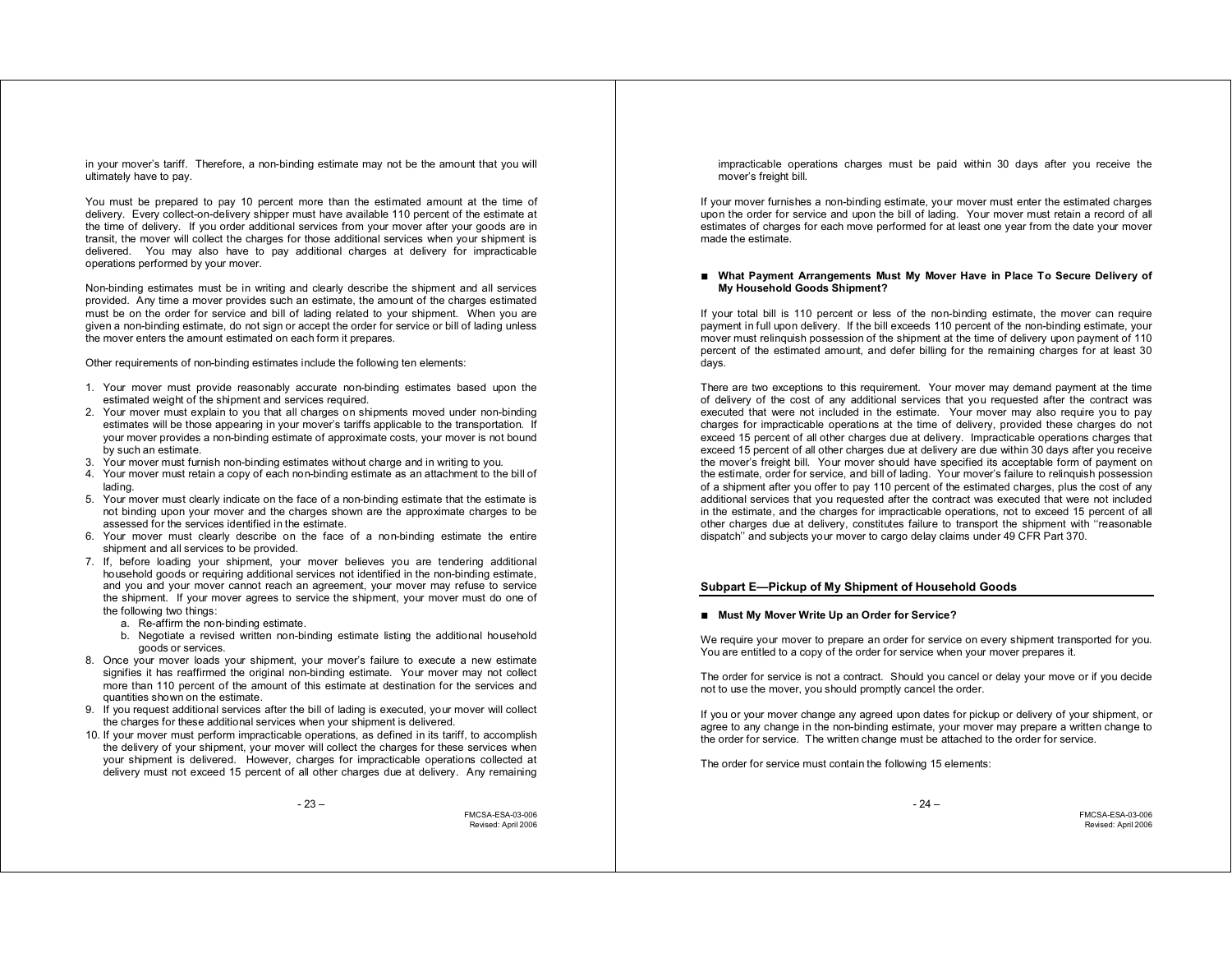in your mover's tariff. Therefore, a non-binding estimate may not be the amount that you will ultimately have to pay.

You must be prepared to pay 10 percent more than the estimated amount at the time of delivery. Every collect-on-delivery shipper must have available 110 percent of the estimate at the time of delivery. If you order additional services from your mover after your goods are in transit, the mover will collect the charges for those additional services when your shipment is delivered. You may also have to pay additional charges at delivery for impracticable operations performed by your mover.

Non-binding estimates must be in writing and clearly describe the shipment and all services provided. Any time a mover provides such an estimate, the amount of the charges estimated must be on the order for service and bill of lading related to your shipment. When you are given a non-binding estimate, do not sign or accept the order for service or bill of lading unless the mover enters the amount estimated on each form it prepares.

Other requirements of non-binding estimates include the following ten elements:

1. Your mover must provide reasonably accurate non-binding estimates based upon the estimated weight of the shipment and services required.
2. Your mover must explain to you that all charges on shipments moved under non-binding estimates will be those appearing in your mover's tariffs applicable to the transportation. If your mover provides a non-binding estimate of approximate costs, your mover is not bound by such an estimate.
3. Your mover must furnish non-binding estimates without charge and in writing to you.
4. Your mover must retain a copy of each non-binding estimate as an attachment to the bill of lading.
5. Your mover must clearly indicate on the face of a non-binding estimate that the estimate is not binding upon your mover and the charges shown are the approximate charges to be assessed for the services identified in the estimate.
6. Your mover must clearly describe on the face of a non-binding estimate the entire shipment and all services to be provided.
7. If, before loading your shipment, your mover believes you are tendering additional household goods or requiring additional services not identified in the non-binding estimate, and you and your mover cannot reach an agreement, your mover may refuse to service the shipment. If your mover agrees to service the shipment, your mover must do one of the following two things:
   a. Re-affirm the non-binding estimate.
   b. Negotiate a revised written non-binding estimate listing the additional household goods or services.
8. Once your mover loads your shipment, your mover's failure to execute a new estimate signifies it has reaffirmed the original non-binding estimate. Your mover may not collect more than 110 percent of the amount of this estimate at destination for the services and quantities shown on the estimate.
9. If you request additional services after the bill of lading is executed, your mover will collect the charges for these additional services when your shipment is delivered.
10. If your mover must perform impracticable operations, as defined in its tariff, to accomplish the delivery of your shipment, your mover will collect the charges for these services when your shipment is delivered. However, charges for impracticable operations collected at delivery must not exceed 15 percent of all other charges due at delivery. Any remaining impracticable operations charges must be paid within 30 days after you receive the mover's freight bill.

If your mover furnishes a non-binding estimate, your mover must enter the estimated charges upon the order for service and upon the bill of lading. Your mover must retain a record of all estimates of charges for each move performed for at least one year from the date your mover made the estimate.

### ■ What Payment Arrangements Must My Mover Have in Place To Secure Delivery of My Household Goods Shipment?

If your total bill is 110 percent or less of the non-binding estimate, the mover can require payment in full upon delivery. If the bill exceeds 110 percent of the non-binding estimate, your mover must relinquish possession of the shipment at the time of delivery upon payment of 110 percent of the estimated amount, and defer billing for the remaining charges for at least 30 days.

There are two exceptions to this requirement. Your mover may demand payment at the time of delivery of the cost of any additional services that you requested after the contract was executed that were not included in the estimate. Your mover may also require you to pay charges for impracticable operations at the time of delivery, provided these charges do not exceed 15 percent of all other charges due at delivery. Impracticable operations charges that exceed 15 percent of all other charges due at delivery are due within 30 days after you receive the mover's freight bill. Your mover should have specified its acceptable form of payment on the estimate, order for service, and bill of lading. Your mover's failure to relinquish possession of a shipment after you offer to pay 110 percent of the estimated charges, plus the cost of any additional services that you requested after the contract was executed that were not included in the estimate, and the charges for impracticable operations, not to exceed 15 percent of all other charges due at delivery, constitutes failure to transport the shipment with "reasonable dispatch" and subjects your mover to cargo delay claims under 49 CFR Part 370.

## Subpart E—Pickup of My Shipment of Household Goods

### ■ Must My Mover Write Up an Order for Service?

We require your mover to prepare an order for service on every shipment transported for you. You are entitled to a copy of the order for service when your mover prepares it.

The order for service is not a contract. Should you cancel or delay your move or if you decide not to use the mover, you should promptly cancel the order.

If you or your mover change any agreed upon dates for pickup or delivery of your shipment, or agree to any change in the non-binding estimate, your mover may prepare a written change to the order for service. The written change must be attached to the order for service.

The order for service must contain the following 15 elements: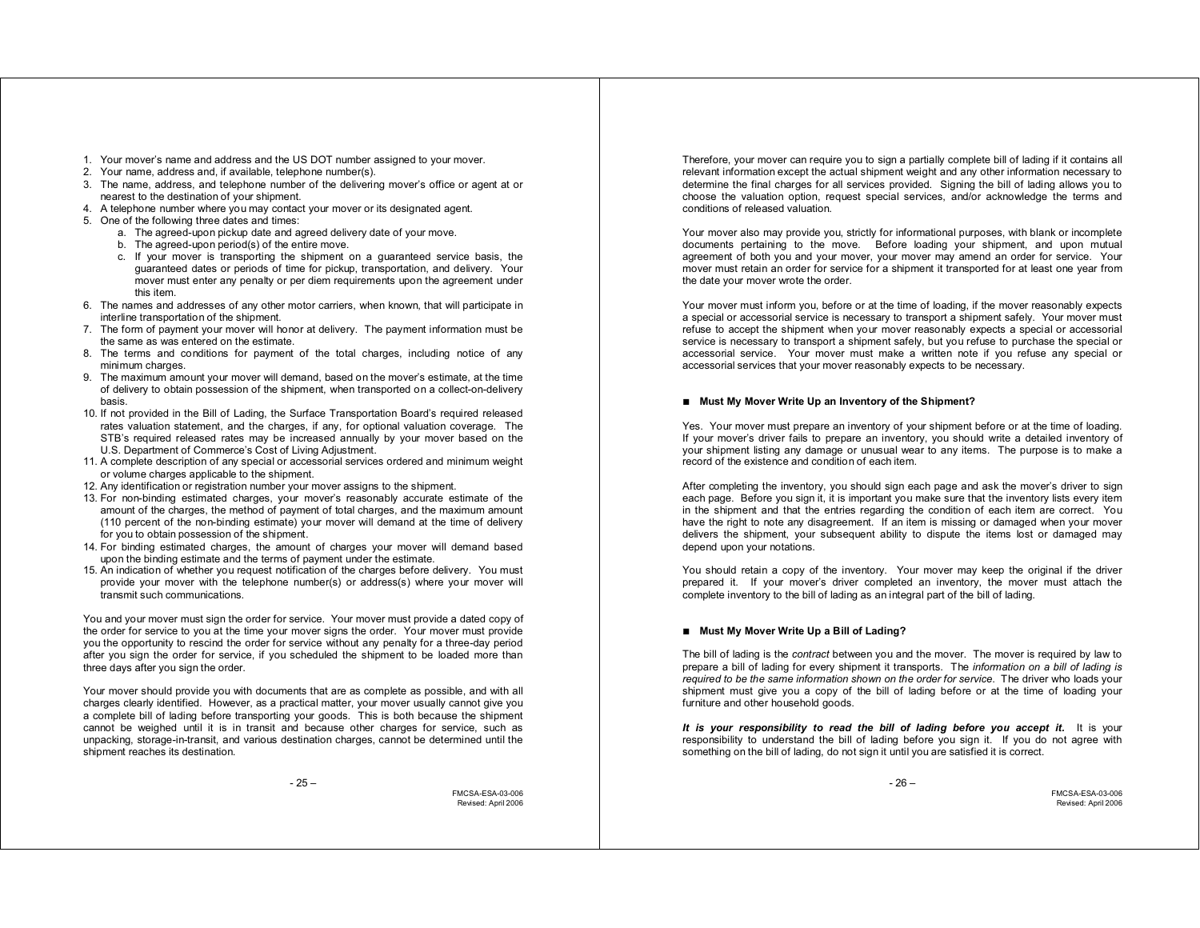1. Your mover's name and address and the US DOT number assigned to your mover.
2. Your name, address and, if available, telephone number(s).
3. The name, address, and telephone number of the delivering mover's office or agent at or nearest to the destination of your shipment.
4. A telephone number where you may contact your mover or its designated agent.
5. One of the following three dates and times:
   a. The agreed-upon pickup date and agreed delivery date of your move.
   b. The agreed-upon period(s) of the entire move.
   c. If your mover is transporting the shipment on a guaranteed service basis, the guaranteed dates or periods of time for pickup, transportation, and delivery. Your mover must enter any penalty or per diem requirements upon the agreement under this item.
6. The names and addresses of any other motor carriers, when known, that will participate in interline transportation of the shipment.
7. The form of payment your mover will honor at delivery. The payment information must be the same as was entered on the estimate.
8. The terms and conditions for payment of the total charges, including notice of any minimum charges.
9. The maximum amount your mover will demand, based on the mover's estimate, at the time of delivery to obtain possession of the shipment, when transported on a collect-on-delivery basis.
10. If not provided in the Bill of Lading, the Surface Transportation Board's required released rates valuation statement, and the charges, if any, for optional valuation coverage. The STB's required released rates may be increased annually by your mover based on the U.S. Department of Commerce's Cost of Living Adjustment.
11. A complete description of any special or accessorial services ordered and minimum weight or volume charges applicable to the shipment.
12. Any identification or registration number your mover assigns to the shipment.
13. For non-binding estimated charges, your mover's reasonably accurate estimate of the amount of the charges, the method of payment of total charges, and the maximum amount (110 percent of the non-binding estimate) your mover will demand at the time of delivery for you to obtain possession of the shipment.
14. For binding estimated charges, the amount of charges your mover will demand based upon the binding estimate and the terms of payment under the estimate.
15. An indication of whether you request notification of the charges before delivery. You must provide your mover with the telephone number(s) or address(s) where your mover will transmit such communications.

You and your mover must sign the order for service. Your mover must provide a dated copy of the order for service to you at the time your mover signs the order. Your mover must provide you the opportunity to rescind the order for service without any penalty for a three-day period after you sign the order for service, if you scheduled the shipment to be loaded more than three days after you sign the order.

Your mover should provide you with documents that are as complete as possible, and with all charges clearly identified. However, as a practical matter, your mover usually cannot give you a complete bill of lading before transporting your goods. This is both because the shipment cannot be weighed until it is in transit and because other charges for service, such as unpacking, storage-in-transit, and various destination charges, cannot be determined until the shipment reaches its destination.

Therefore, your mover can require you to sign a partially complete bill of lading if it contains all relevant information except the actual shipment weight and any other information necessary to determine the final charges for all services provided. Signing the bill of lading allows you to choose the valuation option, request special services, and/or acknowledge the terms and conditions of released valuation.

Your mover also may provide you, strictly for informational purposes, with blank or incomplete documents pertaining to the move. Before loading your shipment, and upon mutual agreement of both you and your mover, your mover may amend an order for service. Your mover must retain an order for service for a shipment it transported for at least one year from the date your mover wrote the order.

Your mover must inform you, before or at the time of loading, if the mover reasonably expects a special or accessorial service is necessary to transport a shipment safely. Your mover must refuse to accept the shipment when your mover reasonably expects a special or accessorial service is necessary to transport a shipment safely, but you refuse to purchase the special or accessorial service. Your mover must make a written note if you refuse any special or accessorial services that your mover reasonably expects to be necessary.

### ■ Must My Mover Write Up an Inventory of the Shipment?

Yes. Your mover must prepare an inventory of your shipment before or at the time of loading. If your mover's driver fails to prepare an inventory, you should write a detailed inventory of your shipment listing any damage or unusual wear to any items. The purpose is to make a record of the existence and condition of each item.

After completing the inventory, you should sign each page and ask the mover's driver to sign each page. Before you sign it, it is important you make sure that the inventory lists every item in the shipment and that the entries regarding the condition of each item are correct. You have the right to note any disagreement. If an item is missing or damaged when your mover delivers the shipment, your subsequent ability to dispute the items lost or damaged may depend upon your notations.

You should retain a copy of the inventory. Your mover may keep the original if the driver prepared it. If your mover's driver completed an inventory, the mover must attach the complete inventory to the bill of lading as an integral part of the bill of lading.

### ■ Must My Mover Write Up a Bill of Lading?

The bill of lading is the *contract* between you and the mover. The mover is required by law to prepare a bill of lading for every shipment it transports. The *information on a bill of lading is required to be the same information shown on the order for service*. The driver who loads your shipment must give you a copy of the bill of lading before or at the time of loading your furniture and other household goods.

***It is your responsibility to read the bill of lading before you accept it.*** It is your responsibility to understand the bill of lading before you sign it. If you do not agree with something on the bill of lading, do not sign it until you are satisfied it is correct.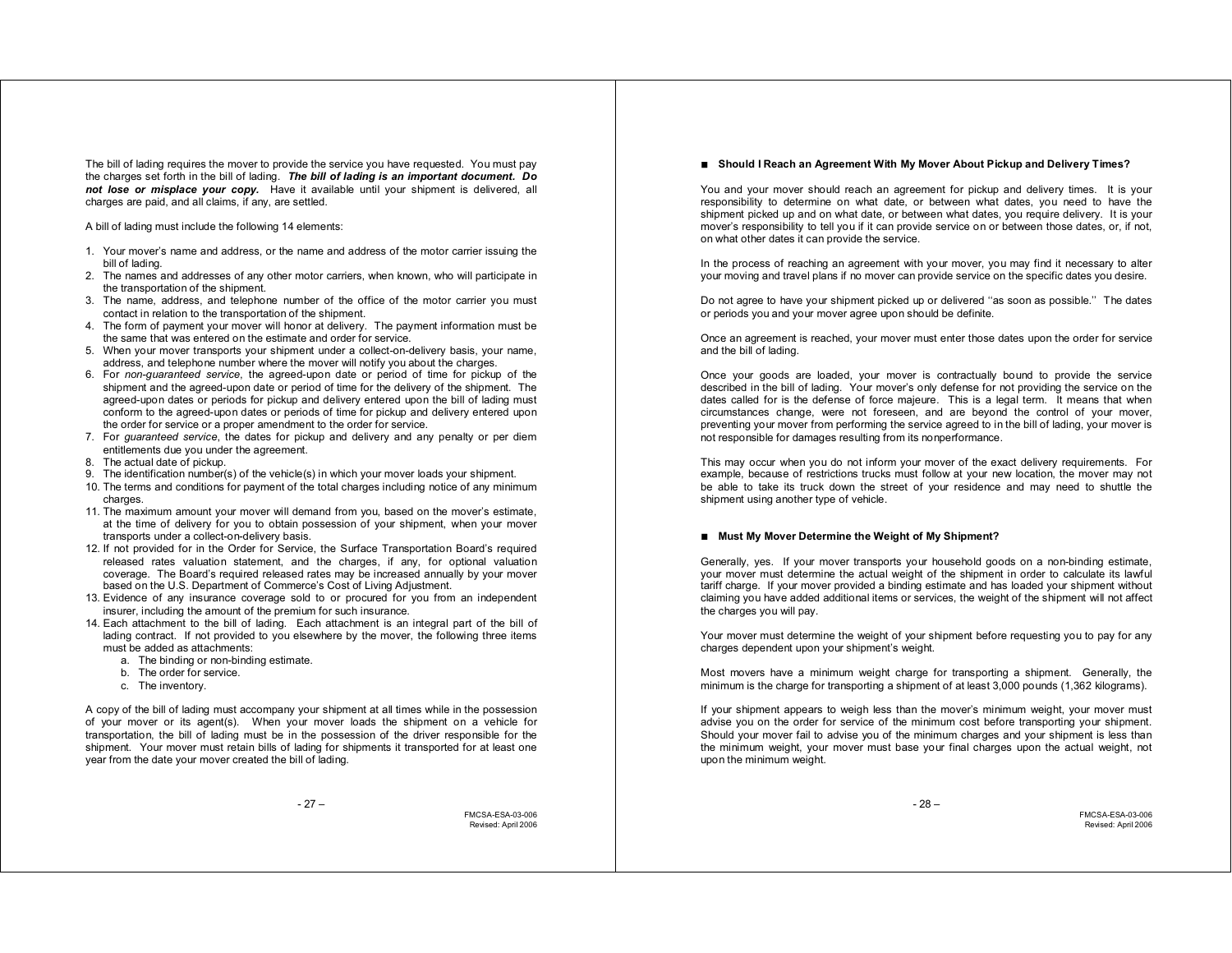The bill of lading requires the mover to provide the service you have requested. You must pay the charges set forth in the bill of lading. ***The bill of lading is an important document. Do not lose or misplace your copy.*** Have it available until your shipment is delivered, all charges are paid, and all claims, if any, are settled.

A bill of lading must include the following 14 elements:

1. Your mover's name and address, or the name and address of the motor carrier issuing the bill of lading.
2. The names and addresses of any other motor carriers, when known, who will participate in the transportation of the shipment.
3. The name, address, and telephone number of the office of the motor carrier you must contact in relation to the transportation of the shipment.
4. The form of payment your mover will honor at delivery. The payment information must be the same that was entered on the estimate and order for service.
5. When your mover transports your shipment under a collect-on-delivery basis, your name, address, and telephone number where the mover will notify you about the charges.
6. For *non-guaranteed service*, the agreed-upon date or period of time for pickup of the shipment and the agreed-upon date or period of time for the delivery of the shipment. The agreed-upon dates or periods for pickup and delivery entered upon the bill of lading must conform to the agreed-upon dates or periods of time for pickup and delivery entered upon the order for service or a proper amendment to the order for service.
7. For *guaranteed service*, the dates for pickup and delivery and any penalty or per diem entitlements due you under the agreement.
8. The actual date of pickup.
9. The identification number(s) of the vehicle(s) in which your mover loads your shipment.
10. The terms and conditions for payment of the total charges including notice of any minimum charges.
11. The maximum amount your mover will demand from you, based on the mover's estimate, at the time of delivery for you to obtain possession of your shipment, when your mover transports under a collect-on-delivery basis.
12. If not provided for in the Order for Service, the Surface Transportation Board's required released rates valuation statement, and the charges, if any, for optional valuation coverage. The Board's required released rates may be increased annually by your mover based on the U.S. Department of Commerce's Cost of Living Adjustment.
13. Evidence of any insurance coverage sold to or procured for you from an independent insurer, including the amount of the premium for such insurance.
14. Each attachment to the bill of lading. Each attachment is an integral part of the bill of lading contract. If not provided to you elsewhere by the mover, the following three items must be added as attachments:
    a. The binding or non-binding estimate.
    b. The order for service.
    c. The inventory.

A copy of the bill of lading must accompany your shipment at all times while in the possession of your mover or its agent(s). When your mover loads the shipment on a vehicle for transportation, the bill of lading must be in the possession of the driver responsible for the shipment. Your mover must retain bills of lading for shipments it transported for at least one year from the date your mover created the bill of lading.

### ■ Should I Reach an Agreement With My Mover About Pickup and Delivery Times?

You and your mover should reach an agreement for pickup and delivery times. It is your responsibility to determine on what date, or between what dates, you need to have the shipment picked up and on what date, or between what dates, you require delivery. It is your mover's responsibility to tell you if it can provide service on or between those dates, or, if not, on what other dates it can provide the service.

In the process of reaching an agreement with your mover, you may find it necessary to alter your moving and travel plans if no mover can provide service on the specific dates you desire.

Do not agree to have your shipment picked up or delivered "as soon as possible." The dates or periods you and your mover agree upon should be definite.

Once an agreement is reached, your mover must enter those dates upon the order for service and the bill of lading.

Once your goods are loaded, your mover is contractually bound to provide the service described in the bill of lading. Your mover's only defense for not providing the service on the dates called for is the defense of force majeure. This is a legal term. It means that when circumstances change, were not foreseen, and are beyond the control of your mover, preventing your mover from performing the service agreed to in the bill of lading, your mover is not responsible for damages resulting from its nonperformance.

This may occur when you do not inform your mover of the exact delivery requirements. For example, because of restrictions trucks must follow at your new location, the mover may not be able to take its truck down the street of your residence and may need to shuttle the shipment using another type of vehicle.

### ■ Must My Mover Determine the Weight of My Shipment?

Generally, yes. If your mover transports your household goods on a non-binding estimate, your mover must determine the actual weight of the shipment in order to calculate its lawful tariff charge. If your mover provided a binding estimate and has loaded your shipment without claiming you have added additional items or services, the weight of the shipment will not affect the charges you will pay.

Your mover must determine the weight of your shipment before requesting you to pay for any charges dependent upon your shipment's weight.

Most movers have a minimum weight charge for transporting a shipment. Generally, the minimum is the charge for transporting a shipment of at least 3,000 pounds (1,362 kilograms).

If your shipment appears to weigh less than the mover's minimum weight, your mover must advise you on the order for service of the minimum cost before transporting your shipment. Should your mover fail to advise you of the minimum charges and your shipment is less than the minimum weight, your mover must base your final charges upon the actual weight, not upon the minimum weight.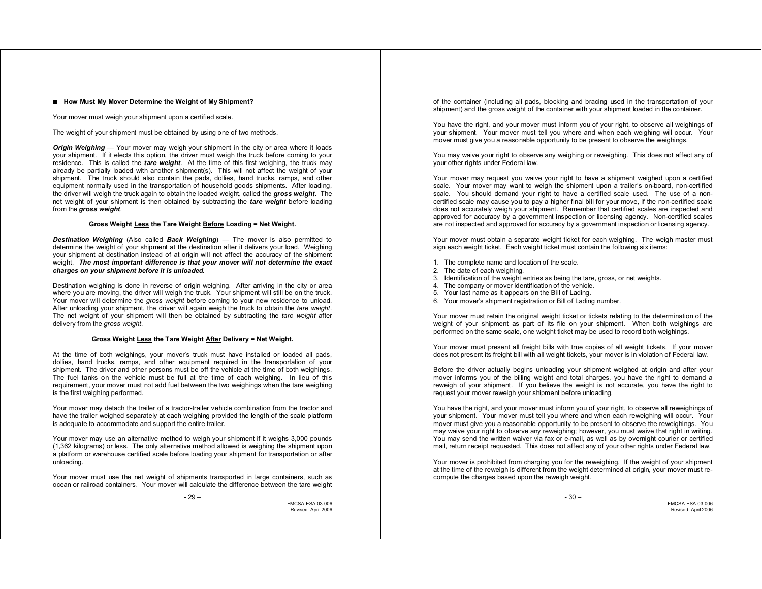## ■ How Must My Mover Determine the Weight of My Shipment?

Your mover must weigh your shipment upon a certified scale.

The weight of your shipment must be obtained by using one of two methods.

***Origin Weighing*** — Your mover may weigh your shipment in the city or area where it loads your shipment. If it elects this option, the driver must weigh the truck before coming to your residence. This is called the ***tare weight***. At the time of this first weighing, the truck may already be partially loaded with another shipment(s). This will not affect the weight of your shipment. The truck should also contain the pads, dollies, hand trucks, ramps, and other equipment normally used in the transportation of household goods shipments. After loading, the driver will weigh the truck again to obtain the loaded weight, called the ***gross weight***. The net weight of your shipment is then obtained by subtracting the ***tare weight*** before loading from the ***gross weight***.

**Gross Weight Less the Tare Weight Before Loading = Net Weight.**

***Destination Weighing*** (Also called ***Back Weighing***) — The mover is also permitted to determine the weight of your shipment at the destination after it delivers your load. Weighing your shipment at destination instead of at origin will not affect the accuracy of the shipment weight. ***The most important difference is that your mover will not determine the exact charges on your shipment before it is unloaded.***

Destination weighing is done in reverse of origin weighing. After arriving in the city or area where you are moving, the driver will weigh the truck. Your shipment will still be on the truck. Your mover will determine the *gross weight* before coming to your new residence to unload. After unloading your shipment, the driver will again weigh the truck to obtain the *tare weight*. The net weight of your shipment will then be obtained by subtracting the *tare weight* after delivery from the *gross weight*.

**Gross Weight Less the Tare Weight After Delivery = Net Weight.**

At the time of both weighings, your mover's truck must have installed or loaded all pads, dollies, hand trucks, ramps, and other equipment required in the transportation of your shipment. The driver and other persons must be off the vehicle at the time of both weighings. The fuel tanks on the vehicle must be full at the time of each weighing. In lieu of this requirement, your mover must not add fuel between the two weighings when the tare weighing is the first weighing performed.

Your mover may detach the trailer of a tractor-trailer vehicle combination from the tractor and have the trailer weighed separately at each weighing provided the length of the scale platform is adequate to accommodate and support the entire trailer.

Your mover may use an alternative method to weigh your shipment if it weighs 3,000 pounds (1,362 kilograms) or less. The only alternative method allowed is weighing the shipment upon a platform or warehouse certified scale before loading your shipment for transportation or after unloading.

Your mover must use the net weight of shipments transported in large containers, such as ocean or railroad containers. Your mover will calculate the difference between the tare weight of the container (including all pads, blocking and bracing used in the transportation of your shipment) and the gross weight of the container with your shipment loaded in the container.

You have the right, and your mover must inform you of your right, to observe all weighings of your shipment. Your mover must tell you where and when each weighing will occur. Your mover must give you a reasonable opportunity to be present to observe the weighings.

You may waive your right to observe any weighing or reweighing. This does not affect any of your other rights under Federal law.

Your mover may request you waive your right to have a shipment weighed upon a certified scale. Your mover may want to weigh the shipment upon a trailer's on-board, non-certified scale. You should demand your right to have a certified scale used. The use of a non-certified scale may cause you to pay a higher final bill for your move, if the non-certified scale does not accurately weigh your shipment. Remember that certified scales are inspected and approved for accuracy by a government inspection or licensing agency. Non-certified scales are not inspected and approved for accuracy by a government inspection or licensing agency.

Your mover must obtain a separate weight ticket for each weighing. The weigh master must sign each weight ticket. Each weight ticket must contain the following six items:

1. The complete name and location of the scale.
2. The date of each weighing.
3. Identification of the weight entries as being the tare, gross, or net weights.
4. The company or mover identification of the vehicle.
5. Your last name as it appears on the Bill of Lading.
6. Your mover's shipment registration or Bill of Lading number.

Your mover must retain the original weight ticket or tickets relating to the determination of the weight of your shipment as part of its file on your shipment. When both weighings are performed on the same scale, one weight ticket may be used to record both weighings.

Your mover must present all freight bills with true copies of all weight tickets. If your mover does not present its freight bill with all weight tickets, your mover is in violation of Federal law.

Before the driver actually begins unloading your shipment weighed at origin and after your mover informs you of the billing weight and total charges, you have the right to demand a reweigh of your shipment. If you believe the weight is not accurate, you have the right to request your mover reweigh your shipment before unloading.

You have the right, and your mover must inform you of your right, to observe all reweighings of your shipment. Your mover must tell you where and when each reweighing will occur. Your mover must give you a reasonable opportunity to be present to observe the reweighings. You may waive your right to observe any reweighing; however, you must waive that right in writing. You may send the written waiver via fax or e-mail, as well as by overnight courier or certified mail, return receipt requested. This does not affect any of your other rights under Federal law.

Your mover is prohibited from charging you for the reweighing. If the weight of your shipment at the time of the reweigh is different from the weight determined at origin, your mover must re-compute the charges based upon the reweigh weight.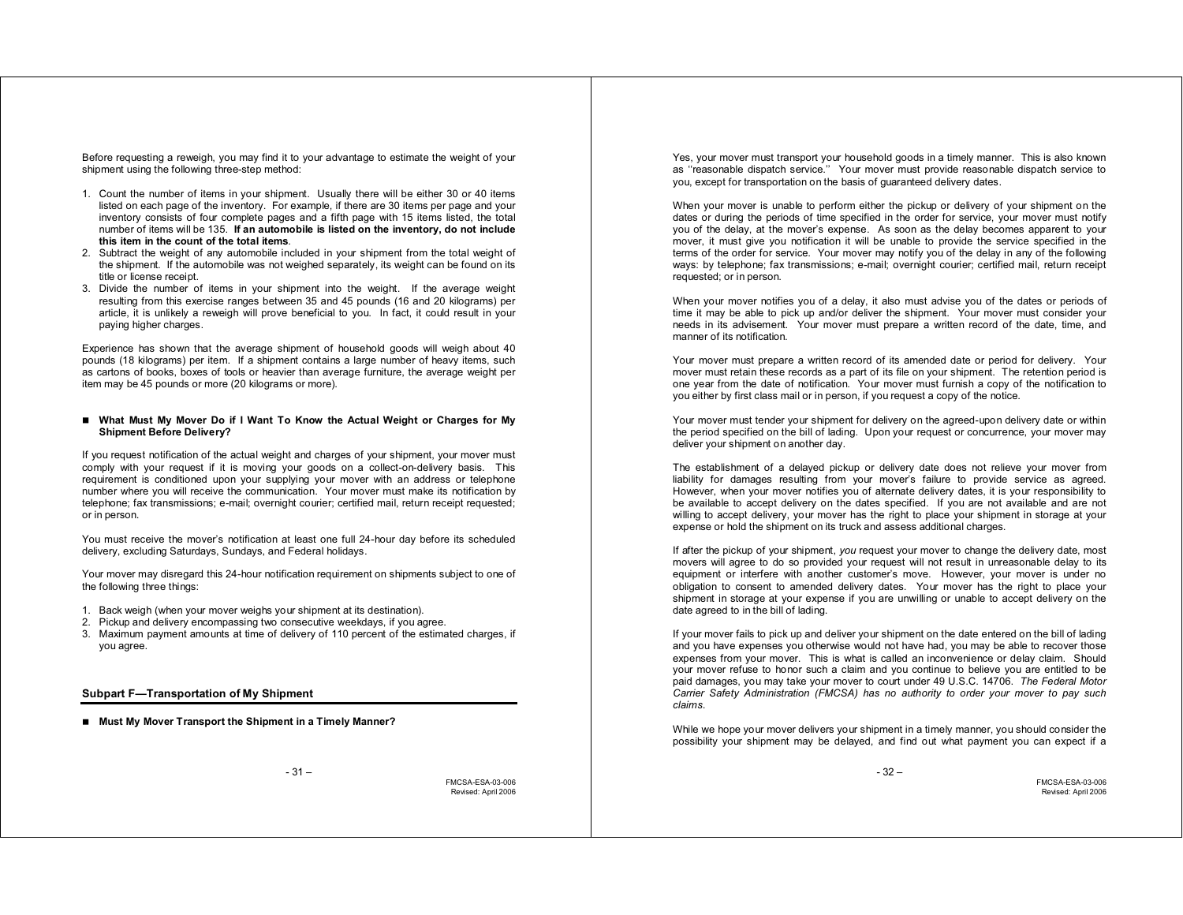Before requesting a reweigh, you may find it to your advantage to estimate the weight of your shipment using the following three-step method:

1. Count the number of items in your shipment. Usually there will be either 30 or 40 items listed on each page of the inventory. For example, if there are 30 items per page and your inventory consists of four complete pages and a fifth page with 15 items listed, the total number of items will be 135. **If an automobile is listed on the inventory, do not include this item in the count of the total items**.
2. Subtract the weight of any automobile included in your shipment from the total weight of the shipment. If the automobile was not weighed separately, its weight can be found on its title or license receipt.
3. Divide the number of items in your shipment into the weight. If the average weight resulting from this exercise ranges between 35 and 45 pounds (16 and 20 kilograms) per article, it is unlikely a reweigh will prove beneficial to you. In fact, it could result in your paying higher charges.

Experience has shown that the average shipment of household goods will weigh about 40 pounds (18 kilograms) per item. If a shipment contains a large number of heavy items, such as cartons of books, boxes of tools or heavier than average furniture, the average weight per item may be 45 pounds or more (20 kilograms or more).

### ■ What Must My Mover Do if I Want To Know the Actual Weight or Charges for My Shipment Before Delivery?

If you request notification of the actual weight and charges of your shipment, your mover must comply with your request if it is moving your goods on a collect-on-delivery basis. This requirement is conditioned upon your supplying your mover with an address or telephone number where you will receive the communication. Your mover must make its notification by telephone; fax transmissions; e-mail; overnight courier; certified mail, return receipt requested; or in person.

You must receive the mover's notification at least one full 24-hour day before its scheduled delivery, excluding Saturdays, Sundays, and Federal holidays.

Your mover may disregard this 24-hour notification requirement on shipments subject to one of the following three things:

1. Back weigh (when your mover weighs your shipment at its destination).
2. Pickup and delivery encompassing two consecutive weekdays, if you agree.
3. Maximum payment amounts at time of delivery of 110 percent of the estimated charges, if you agree.

## Subpart F—Transportation of My Shipment

### ■ Must My Mover Transport the Shipment in a Timely Manner?

Yes, your mover must transport your household goods in a timely manner. This is also known as ''reasonable dispatch service.'' Your mover must provide reasonable dispatch service to you, except for transportation on the basis of guaranteed delivery dates.

When your mover is unable to perform either the pickup or delivery of your shipment on the dates or during the periods of time specified in the order for service, your mover must notify you of the delay, at the mover's expense. As soon as the delay becomes apparent to your mover, it must give you notification it will be unable to provide the service specified in the terms of the order for service. Your mover may notify you of the delay in any of the following ways: by telephone; fax transmissions; e-mail; overnight courier; certified mail, return receipt requested; or in person.

When your mover notifies you of a delay, it also must advise you of the dates or periods of time it may be able to pick up and/or deliver the shipment. Your mover must consider your needs in its advisement. Your mover must prepare a written record of the date, time, and manner of its notification.

Your mover must prepare a written record of its amended date or period for delivery. Your mover must retain these records as a part of its file on your shipment. The retention period is one year from the date of notification. Your mover must furnish a copy of the notification to you either by first class mail or in person, if you request a copy of the notice.

Your mover must tender your shipment for delivery on the agreed-upon delivery date or within the period specified on the bill of lading. Upon your request or concurrence, your mover may deliver your shipment on another day.

The establishment of a delayed pickup or delivery date does not relieve your mover from liability for damages resulting from your mover's failure to provide service as agreed. However, when your mover notifies you of alternate delivery dates, it is your responsibility to be available to accept delivery on the dates specified. If you are not available and are not willing to accept delivery, your mover has the right to place your shipment in storage at your expense or hold the shipment on its truck and assess additional charges.

If after the pickup of your shipment, *you* request your mover to change the delivery date, most movers will agree to do so provided your request will not result in unreasonable delay to its equipment or interfere with another customer's move. However, your mover is under no obligation to consent to amended delivery dates. Your mover has the right to place your shipment in storage at your expense if you are unwilling or unable to accept delivery on the date agreed to in the bill of lading.

If your mover fails to pick up and deliver your shipment on the date entered on the bill of lading and you have expenses you otherwise would not have had, you may be able to recover those expenses from your mover. This is what is called an inconvenience or delay claim. Should your mover refuse to honor such a claim and you continue to believe you are entitled to be paid damages, you may take your mover to court under 49 U.S.C. 14706. *The Federal Motor Carrier Safety Administration (FMCSA) has no authority to order your mover to pay such claims.*

While we hope your mover delivers your shipment in a timely manner, you should consider the possibility your shipment may be delayed, and find out what payment you can expect if a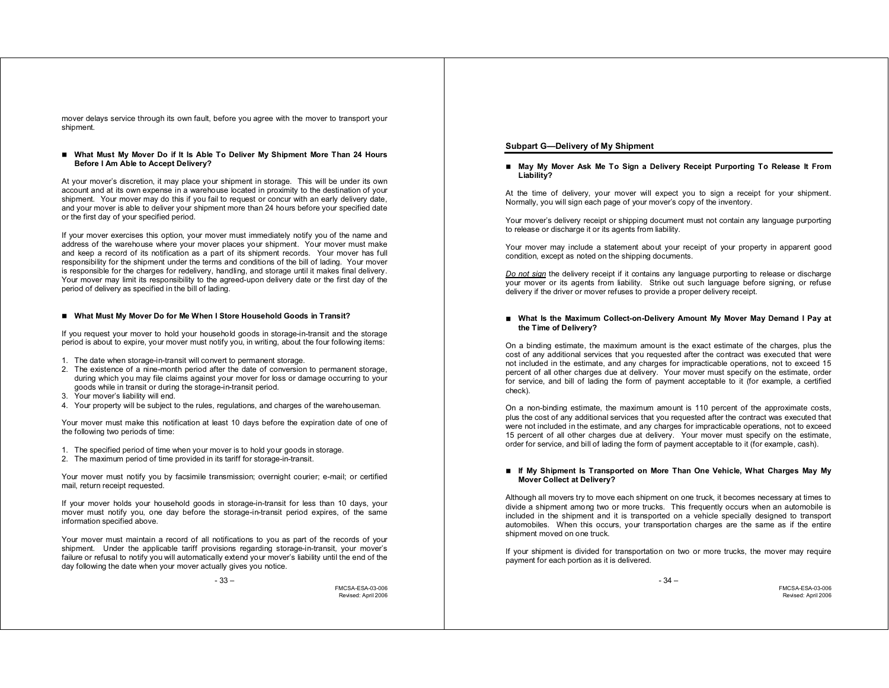mover delays service through its own fault, before you agree with the mover to transport your shipment.

■ **What Must My Mover Do if It Is Able To Deliver My Shipment More Than 24 Hours Before I Am Able to Accept Delivery?**

At your mover's discretion, it may place your shipment in storage. This will be under its own account and at its own expense in a warehouse located in proximity to the destination of your shipment. Your mover may do this if you fail to request or concur with an early delivery date, and your mover is able to deliver your shipment more than 24 hours before your specified date or the first day of your specified period.

If your mover exercises this option, your mover must immediately notify you of the name and address of the warehouse where your mover places your shipment. Your mover must make and keep a record of its notification as a part of its shipment records. Your mover has full responsibility for the shipment under the terms and conditions of the bill of lading. Your mover is responsible for the charges for redelivery, handling, and storage until it makes final delivery. Your mover may limit its responsibility to the agreed-upon delivery date or the first day of the period of delivery as specified in the bill of lading.

■ **What Must My Mover Do for Me When I Store Household Goods in Transit?**

If you request your mover to hold your household goods in storage-in-transit and the storage period is about to expire, your mover must notify you, in writing, about the four following items:

1. The date when storage-in-transit will convert to permanent storage.
2. The existence of a nine-month period after the date of conversion to permanent storage, during which you may file claims against your mover for loss or damage occurring to your goods while in transit or during the storage-in-transit period.
3. Your mover's liability will end.
4. Your property will be subject to the rules, regulations, and charges of the warehouseman.

Your mover must make this notification at least 10 days before the expiration date of one of the following two periods of time:

1. The specified period of time when your mover is to hold your goods in storage.
2. The maximum period of time provided in its tariff for storage-in-transit.

Your mover must notify you by facsimile transmission; overnight courier; e-mail; or certified mail, return receipt requested.

If your mover holds your household goods in storage-in-transit for less than 10 days, your mover must notify you, one day before the storage-in-transit period expires, of the same information specified above.

Your mover must maintain a record of all notifications to you as part of the records of your shipment. Under the applicable tariff provisions regarding storage-in-transit, your mover's failure or refusal to notify you will automatically extend your mover's liability until the end of the day following the date when your mover actually gives you notice.

## Subpart G—Delivery of My Shipment

■ **May My Mover Ask Me To Sign a Delivery Receipt Purporting To Release It From Liability?**

At the time of delivery, your mover will expect you to sign a receipt for your shipment. Normally, you will sign each page of your mover's copy of the inventory.

Your mover's delivery receipt or shipping document must not contain any language purporting to release or discharge it or its agents from liability.

Your mover may include a statement about your receipt of your property in apparent good condition, except as noted on the shipping documents.

*Do not sign* the delivery receipt if it contains any language purporting to release or discharge your mover or its agents from liability. Strike out such language before signing, or refuse delivery if the driver or mover refuses to provide a proper delivery receipt.

■ **What Is the Maximum Collect-on-Delivery Amount My Mover May Demand I Pay at the Time of Delivery?**

On a binding estimate, the maximum amount is the exact estimate of the charges, plus the cost of any additional services that you requested after the contract was executed that were not included in the estimate, and any charges for impracticable operations, not to exceed 15 percent of all other charges due at delivery. Your mover must specify on the estimate, order for service, and bill of lading the form of payment acceptable to it (for example, a certified check).

On a non-binding estimate, the maximum amount is 110 percent of the approximate costs, plus the cost of any additional services that you requested after the contract was executed that were not included in the estimate, and any charges for impracticable operations, not to exceed 15 percent of all other charges due at delivery. Your mover must specify on the estimate, order for service, and bill of lading the form of payment acceptable to it (for example, cash).

■ **If My Shipment Is Transported on More Than One Vehicle, What Charges May My Mover Collect at Delivery?**

Although all movers try to move each shipment on one truck, it becomes necessary at times to divide a shipment among two or more trucks. This frequently occurs when an automobile is included in the shipment and it is transported on a vehicle specially designed to transport automobiles. When this occurs, your transportation charges are the same as if the entire shipment moved on one truck.

If your shipment is divided for transportation on two or more trucks, the mover may require payment for each portion as it is delivered.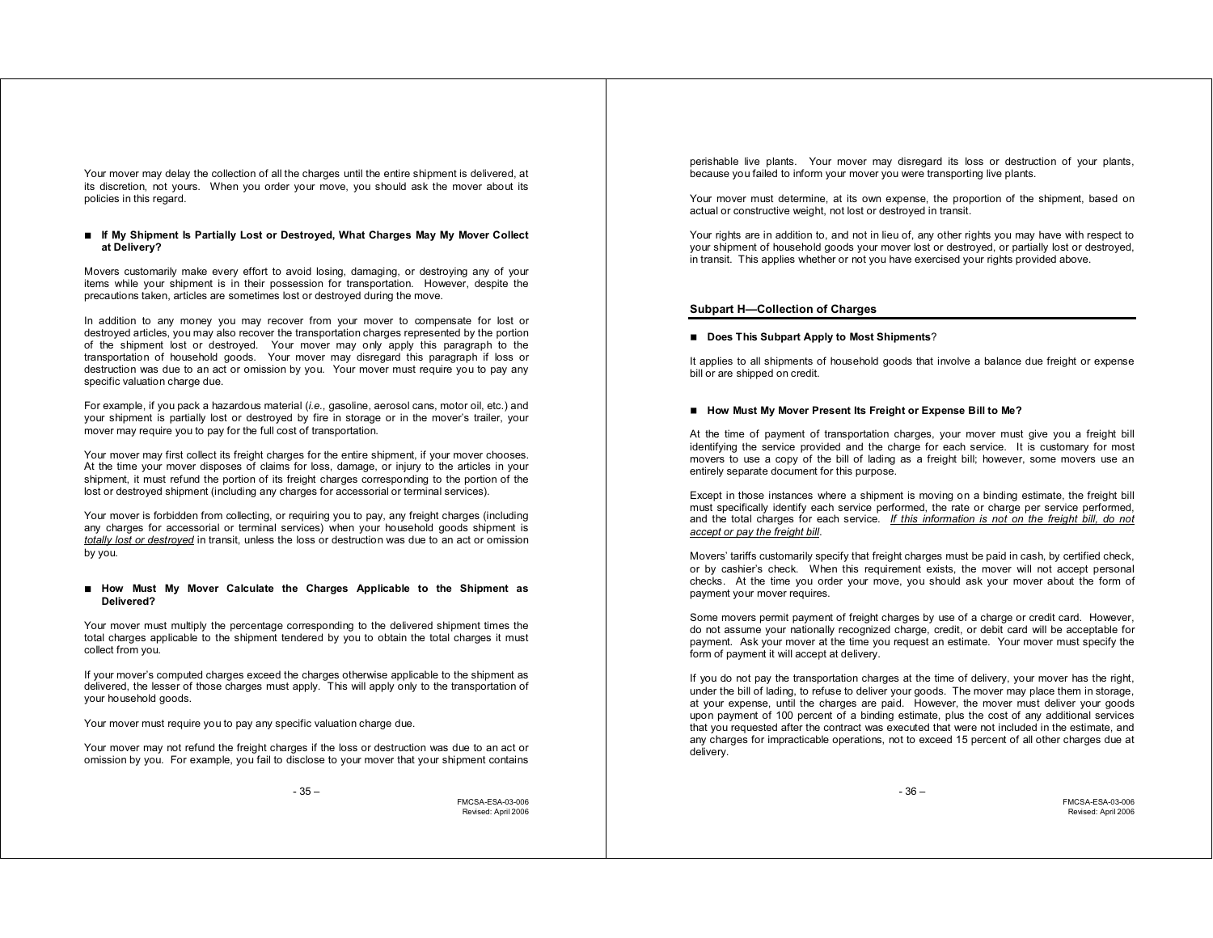Your mover may delay the collection of all the charges until the entire shipment is delivered, at its discretion, not yours. When you order your move, you should ask the mover about its policies in this regard.

■ **If My Shipment Is Partially Lost or Destroyed, What Charges May My Mover Collect at Delivery?**

Movers customarily make every effort to avoid losing, damaging, or destroying any of your items while your shipment is in their possession for transportation. However, despite the precautions taken, articles are sometimes lost or destroyed during the move.

In addition to any money you may recover from your mover to compensate for lost or destroyed articles, you may also recover the transportation charges represented by the portion of the shipment lost or destroyed. Your mover may only apply this paragraph to the transportation of household goods. Your mover may disregard this paragraph if loss or destruction was due to an act or omission by you. Your mover must require you to pay any specific valuation charge due.

For example, if you pack a hazardous material (*i.e.*, gasoline, aerosol cans, motor oil, etc.) and your shipment is partially lost or destroyed by fire in storage or in the mover's trailer, your mover may require you to pay for the full cost of transportation.

Your mover may first collect its freight charges for the entire shipment, if your mover chooses. At the time your mover disposes of claims for loss, damage, or injury to the articles in your shipment, it must refund the portion of its freight charges corresponding to the portion of the lost or destroyed shipment (including any charges for accessorial or terminal services).

Your mover is forbidden from collecting, or requiring you to pay, any freight charges (including any charges for accessorial or terminal services) when your household goods shipment is ***totally lost or destroyed*** in transit, unless the loss or destruction was due to an act or omission by you.

■ **How Must My Mover Calculate the Charges Applicable to the Shipment as Delivered?**

Your mover must multiply the percentage corresponding to the delivered shipment times the total charges applicable to the shipment tendered by you to obtain the total charges it must collect from you.

If your mover's computed charges exceed the charges otherwise applicable to the shipment as delivered, the lesser of those charges must apply. This will apply only to the transportation of your household goods.

Your mover must require you to pay any specific valuation charge due.

Your mover may not refund the freight charges if the loss or destruction was due to an act or omission by you. For example, you fail to disclose to your mover that your shipment contains perishable live plants. Your mover may disregard its loss or destruction of your plants, because you failed to inform your mover you were transporting live plants.

Your mover must determine, at its own expense, the proportion of the shipment, based on actual or constructive weight, not lost or destroyed in transit.

Your rights are in addition to, and not in lieu of, any other rights you may have with respect to your shipment of household goods your mover lost or destroyed, or partially lost or destroyed, in transit. This applies whether or not you have exercised your rights provided above.

## Subpart H—Collection of Charges

■ **Does This Subpart Apply to Most Shipments?**

It applies to all shipments of household goods that involve a balance due freight or expense bill or are shipped on credit.

■ **How Must My Mover Present Its Freight or Expense Bill to Me?**

At the time of payment of transportation charges, your mover must give you a freight bill identifying the service provided and the charge for each service. It is customary for most movers to use a copy of the bill of lading as a freight bill; however, some movers use an entirely separate document for this purpose.

Except in those instances where a shipment is moving on a binding estimate, the freight bill must specifically identify each service performed, the rate or charge per service performed, and the total charges for each service. *If this information is not on the freight bill, do not accept or pay the freight bill*.

Movers' tariffs customarily specify that freight charges must be paid in cash, by certified check, or by cashier's check. When this requirement exists, the mover will not accept personal checks. At the time you order your move, you should ask your mover about the form of payment your mover requires.

Some movers permit payment of freight charges by use of a charge or credit card. However, do not assume your nationally recognized charge, credit, or debit card will be acceptable for payment. Ask your mover at the time you request an estimate. Your mover must specify the form of payment it will accept at delivery.

If you do not pay the transportation charges at the time of delivery, your mover has the right, under the bill of lading, to refuse to deliver your goods. The mover may place them in storage, at your expense, until the charges are paid. However, the mover must deliver your goods upon payment of 100 percent of a binding estimate, plus the cost of any additional services that you requested after the contract was executed that were not included in the estimate, and any charges for impracticable operations, not to exceed 15 percent of all other charges due at delivery.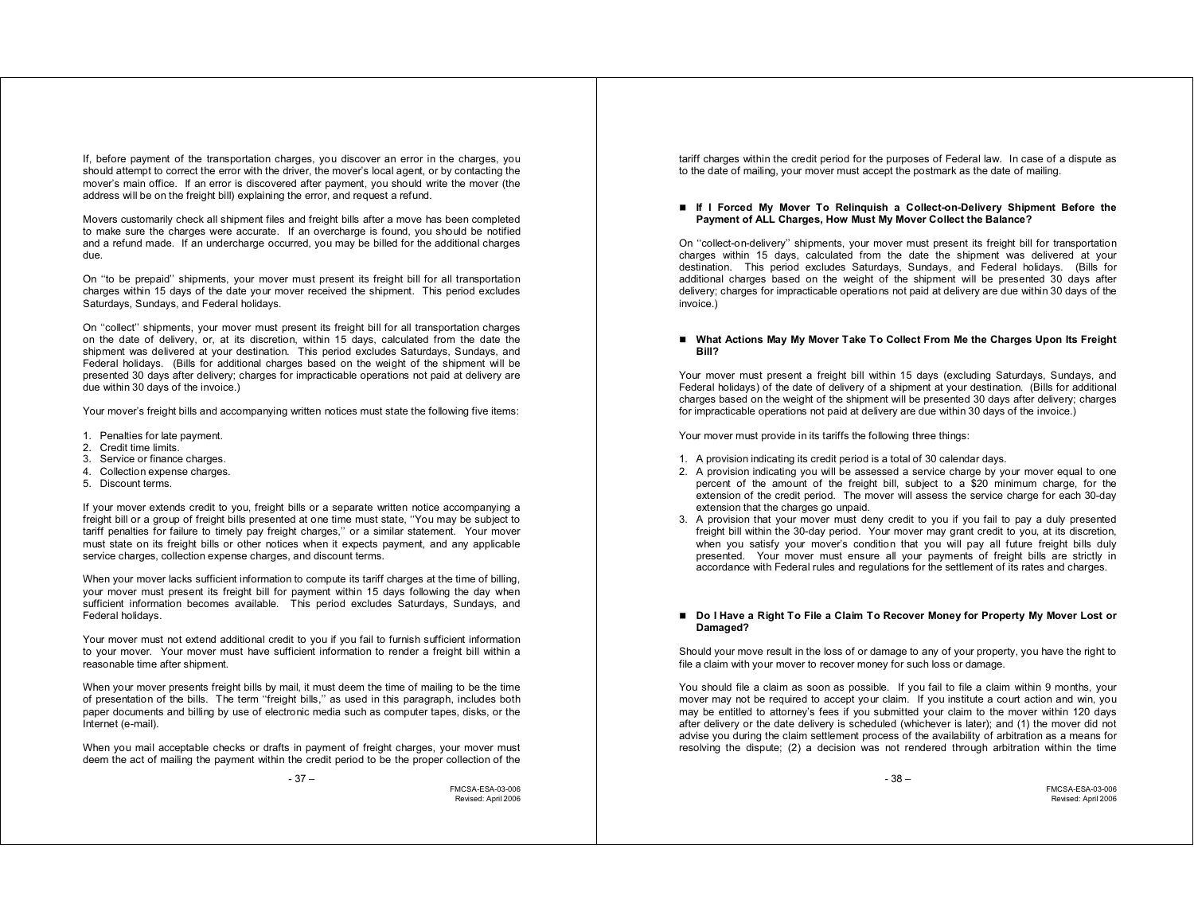If, before payment of the transportation charges, you discover an error in the charges, you should attempt to correct the error with the driver, the mover's local agent, or by contacting the mover's main office. If an error is discovered after payment, you should write the mover (the address will be on the freight bill) explaining the error, and request a refund.

Movers customarily check all shipment files and freight bills after a move has been completed to make sure the charges were accurate. If an overcharge is found, you should be notified and a refund made. If an undercharge occurred, you may be billed for the additional charges due.

On ''to be prepaid'' shipments, your mover must present its freight bill for all transportation charges within 15 days of the date your mover received the shipment. This period excludes Saturdays, Sundays, and Federal holidays.

On ''collect'' shipments, your mover must present its freight bill for all transportation charges on the date of delivery, or, at its discretion, within 15 days, calculated from the date the shipment was delivered at your destination. This period excludes Saturdays, Sundays, and Federal holidays. (Bills for additional charges based on the weight of the shipment will be presented 30 days after delivery; charges for impracticable operations not paid at delivery are due within 30 days of the invoice.)

Your mover's freight bills and accompanying written notices must state the following five items:

1. Penalties for late payment.
2. Credit time limits.
3. Service or finance charges.
4. Collection expense charges.
5. Discount terms.

If your mover extends credit to you, freight bills or a separate written notice accompanying a freight bill or a group of freight bills presented at one time must state, ''You may be subject to tariff penalties for failure to timely pay freight charges,'' or a similar statement. Your mover must state on its freight bills or other notices when it expects payment, and any applicable service charges, collection expense charges, and discount terms.

When your mover lacks sufficient information to compute its tariff charges at the time of billing, your mover must present its freight bill for payment within 15 days following the day when sufficient information becomes available. This period excludes Saturdays, Sundays, and Federal holidays.

Your mover must not extend additional credit to you if you fail to furnish sufficient information to your mover. Your mover must have sufficient information to render a freight bill within a reasonable time after shipment.

When your mover presents freight bills by mail, it must deem the time of mailing to be the time of presentation of the bills. The term ''freight bills,'' as used in this paragraph, includes both paper documents and billing by use of electronic media such as computer tapes, disks, or the Internet (e-mail).

When you mail acceptable checks or drafts in payment of freight charges, your mover must deem the act of mailing the payment within the credit period to be the proper collection of the tariff charges within the credit period for the purposes of Federal law. In case of a dispute as to the date of mailing, your mover must accept the postmark as the date of mailing.

### ■ If I Forced My Mover To Relinquish a Collect-on-Delivery Shipment Before the Payment of ALL Charges, How Must My Mover Collect the Balance?

On ''collect-on-delivery'' shipments, your mover must present its freight bill for transportation charges within 15 days, calculated from the date the shipment was delivered at your destination. This period excludes Saturdays, Sundays, and Federal holidays. (Bills for additional charges based on the weight of the shipment will be presented 30 days after delivery; charges for impracticable operations not paid at delivery are due within 30 days of the invoice.)

### ■ What Actions May My Mover Take To Collect From Me the Charges Upon Its Freight Bill?

Your mover must present a freight bill within 15 days (excluding Saturdays, Sundays, and Federal holidays) of the date of delivery of a shipment at your destination. (Bills for additional charges based on the weight of the shipment will be presented 30 days after delivery; charges for impracticable operations not paid at delivery are due within 30 days of the invoice.)

Your mover must provide in its tariffs the following three things:

1. A provision indicating its credit period is a total of 30 calendar days.
2. A provision indicating you will be assessed a service charge by your mover equal to one percent of the amount of the freight bill, subject to a $20 minimum charge, for the extension of the credit period. The mover will assess the service charge for each 30-day extension that the charges go unpaid.
3. A provision that your mover must deny credit to you if you fail to pay a duly presented freight bill within the 30-day period. Your mover may grant credit to you, at its discretion, when you satisfy your mover's condition that you will pay all future freight bills duly presented. Your mover must ensure all your payments of freight bills are strictly in accordance with Federal rules and regulations for the settlement of its rates and charges.

### ■ Do I Have a Right To File a Claim To Recover Money for Property My Mover Lost or Damaged?

Should your move result in the loss of or damage to any of your property, you have the right to file a claim with your mover to recover money for such loss or damage.

You should file a claim as soon as possible. If you fail to file a claim within 9 months, your mover may not be required to accept your claim. If you institute a court action and win, you may be entitled to attorney's fees if you submitted your claim to the mover within 120 days after delivery or the date delivery is scheduled (whichever is later); and (1) the mover did not advise you during the claim settlement process of the availability of arbitration as a means for resolving the dispute; (2) a decision was not rendered through arbitration within the time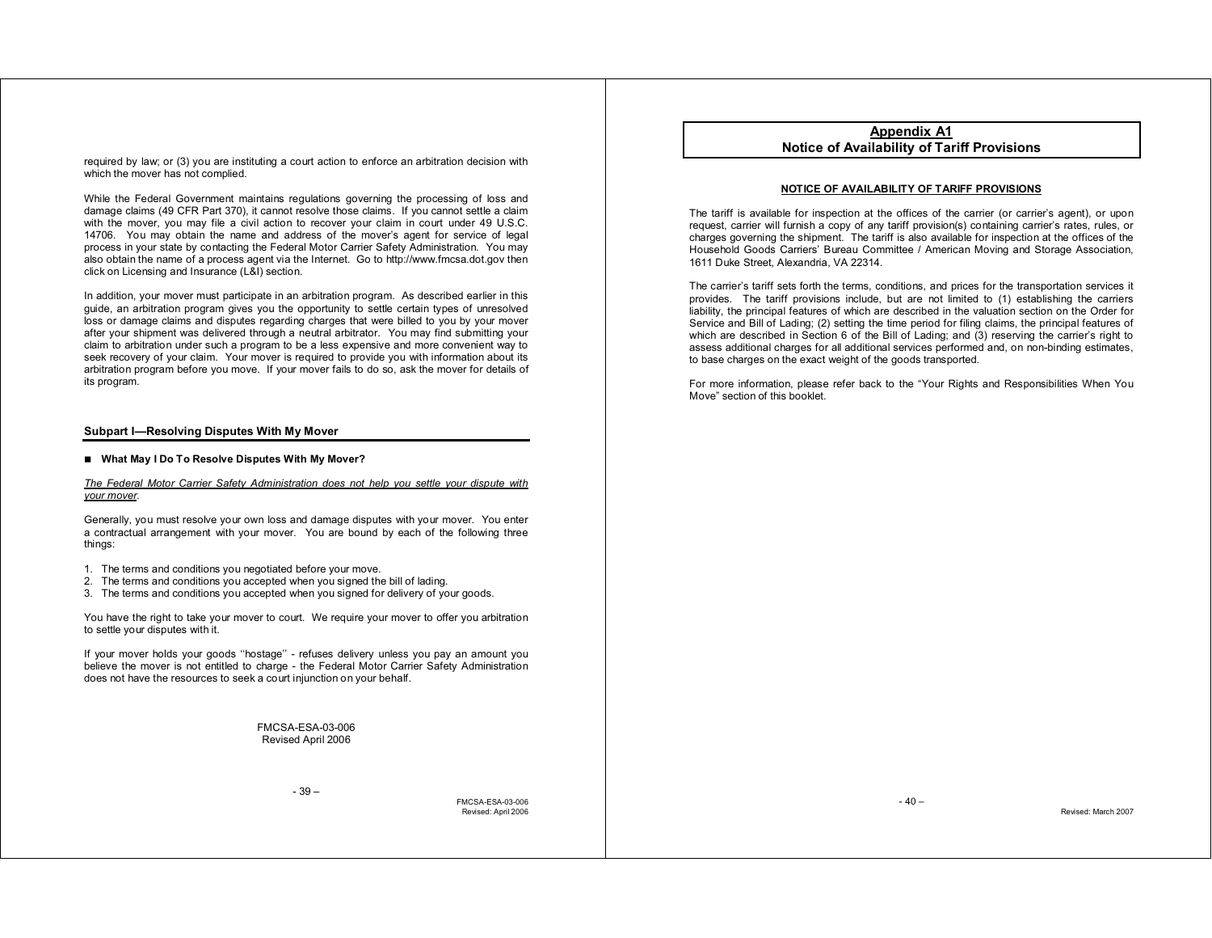required by law; or (3) you are instituting a court action to enforce an arbitration decision with which the mover has not complied.

While the Federal Government maintains regulations governing the processing of loss and damage claims (49 CFR Part 370), it cannot resolve those claims. If you cannot settle a claim with the mover, you may file a civil action to recover your claim in court under 49 U.S.C. 14706. You may obtain the name and address of the mover's agent for service of legal process in your state by contacting the Federal Motor Carrier Safety Administration. You may also obtain the name of a process agent via the Internet. Go to http://www.fmcsa.dot.gov then click on Licensing and Insurance (L&I) section.

In addition, your mover must participate in an arbitration program. As described earlier in this guide, an arbitration program gives you the opportunity to settle certain types of unresolved loss or damage claims and disputes regarding charges that were billed to you by your mover after your shipment was delivered through a neutral arbitrator. You may find submitting your claim to arbitration under such a program to be a less expensive and more convenient way to seek recovery of your claim. Your mover is required to provide you with information about its arbitration program before you move. If your mover fails to do so, ask the mover for details of its program.

## Subpart I—Resolving Disputes With My Mover

### ■ What May I Do To Resolve Disputes With My Mover?

*The Federal Motor Carrier Safety Administration does not help you settle your dispute with your mover.*

Generally, you must resolve your own loss and damage disputes with your mover. You enter a contractual arrangement with your mover. You are bound by each of the following three things:

1. The terms and conditions you negotiated before your move.
2. The terms and conditions you accepted when you signed the bill of lading.
3. The terms and conditions you accepted when you signed for delivery of your goods.

You have the right to take your mover to court. We require your mover to offer you arbitration to settle your disputes with it.

If your mover holds your goods ''hostage'' - refuses delivery unless you pay an amount you believe the mover is not entitled to charge - the Federal Motor Carrier Safety Administration does not have the resources to seek a court injunction on your behalf.

FMCSA-ESA-03-006
Revised April 2006

# Appendix A1
## Notice of Availability of Tariff Provisions

**NOTICE OF AVAILABILITY OF TARIFF PROVISIONS**

The tariff is available for inspection at the offices of the carrier (or carrier's agent), or upon request, carrier will furnish a copy of any tariff provision(s) containing carrier's rates, rules, or charges governing the shipment. The tariff is also available for inspection at the offices of the Household Goods Carriers' Bureau Committee / American Moving and Storage Association, 1611 Duke Street, Alexandria, VA 22314.

The carrier's tariff sets forth the terms, conditions, and prices for the transportation services it provides. The tariff provisions include, but are not limited to (1) establishing the carriers liability, the principal features of which are described in the valuation section on the Order for Service and Bill of Lading; (2) setting the time period for filing claims, the principal features of which are described in Section 6 of the Bill of Lading; and (3) reserving the carrier's right to assess additional charges for all additional services performed and, on non-binding estimates, to base charges on the exact weight of the goods transported.

For more information, please refer back to the "Your Rights and Responsibilities When You Move" section of this booklet.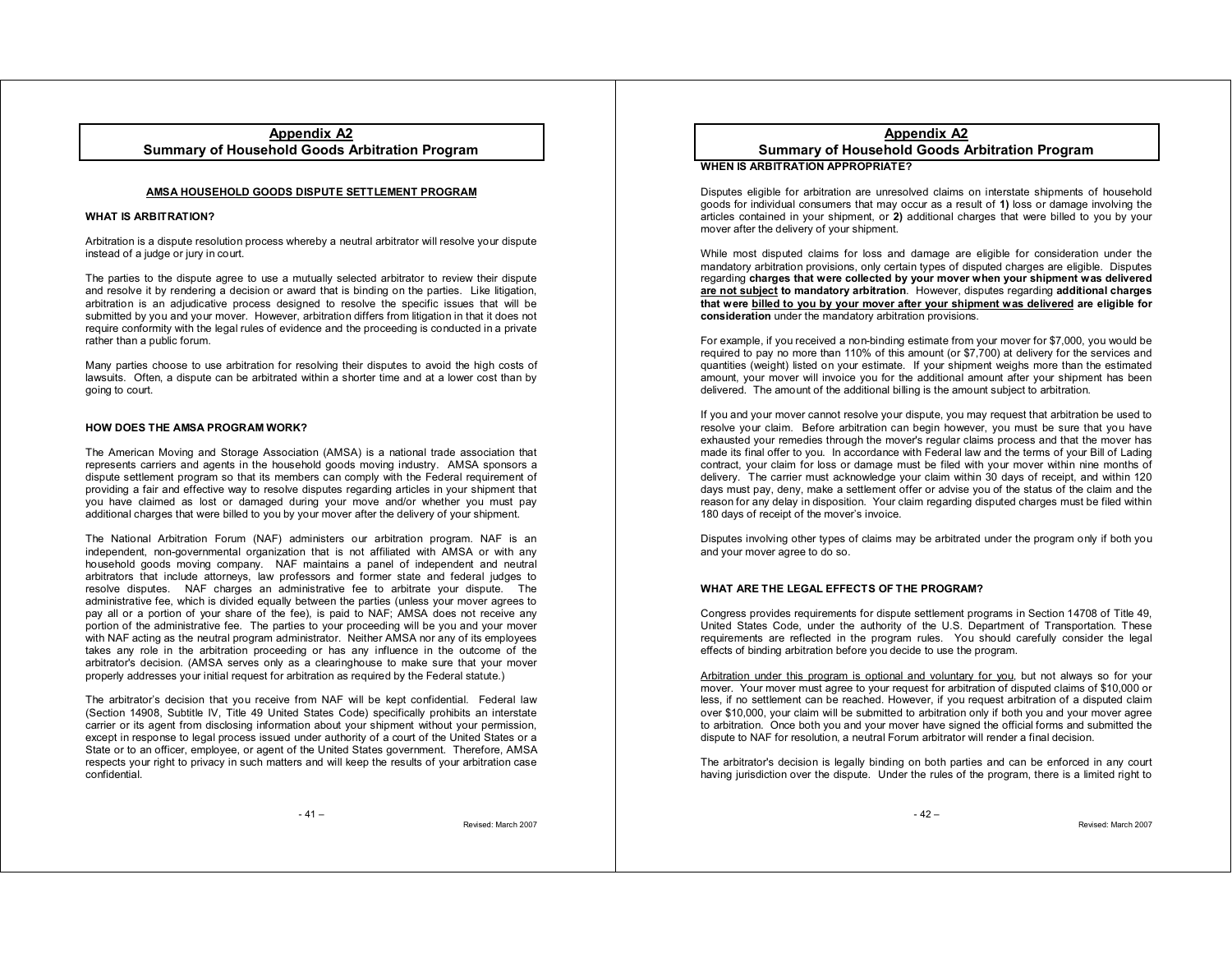## Appendix A2
## Summary of Household Goods Arbitration Program

### AMSA HOUSEHOLD GOODS DISPUTE SETTLEMENT PROGRAM

#### WHAT IS ARBITRATION?

Arbitration is a dispute resolution process whereby a neutral arbitrator will resolve your dispute instead of a judge or jury in court.

The parties to the dispute agree to use a mutually selected arbitrator to review their dispute and resolve it by rendering a decision or award that is binding on the parties. Like litigation, arbitration is an adjudicative process designed to resolve the specific issues that will be submitted by you and your mover. However, arbitration differs from litigation in that it does not require conformity with the legal rules of evidence and the proceeding is conducted in a private rather than a public forum.

Many parties choose to use arbitration for resolving their disputes to avoid the high costs of lawsuits. Often, a dispute can be arbitrated within a shorter time and at a lower cost than by going to court.

#### HOW DOES THE AMSA PROGRAM WORK?

The American Moving and Storage Association (AMSA) is a national trade association that represents carriers and agents in the household goods moving industry. AMSA sponsors a dispute settlement program so that its members can comply with the Federal requirement of providing a fair and effective way to resolve disputes regarding articles in your shipment that you have claimed as lost or damaged during your move and/or whether you must pay additional charges that were billed to you by your mover after the delivery of your shipment.

The National Arbitration Forum (NAF) administers our arbitration program. NAF is an independent, non-governmental organization that is not affiliated with AMSA or with any household goods moving company. NAF maintains a panel of independent and neutral arbitrators that include attorneys, law professors and former state and federal judges to resolve disputes. NAF charges an administrative fee to arbitrate your dispute. The administrative fee, which is divided equally between the parties (unless your mover agrees to pay all or a portion of your share of the fee), is paid to NAF; AMSA does not receive any portion of the administrative fee. The parties to your proceeding will be you and your mover with NAF acting as the neutral program administrator. Neither AMSA nor any of its employees takes any role in the arbitration proceeding or has any influence in the outcome of the arbitrator's decision. (AMSA serves only as a clearinghouse to make sure that your mover properly addresses your initial request for arbitration as required by the Federal statute.)

The arbitrator's decision that you receive from NAF will be kept confidential. Federal law (Section 14908, Subtitle IV, Title 49 United States Code) specifically prohibits an interstate carrier or its agent from disclosing information about your shipment without your permission, except in response to legal process issued under authority of a court of the United States or a State or to an officer, employee, or agent of the United States government. Therefore, AMSA respects your right to privacy in such matters and will keep the results of your arbitration case confidential.

## Appendix A2
## Summary of Household Goods Arbitration Program

#### WHEN IS ARBITRATION APPROPRIATE?

Disputes eligible for arbitration are unresolved claims on interstate shipments of household goods for individual consumers that may occur as a result of **1)** loss or damage involving the articles contained in your shipment, or **2)** additional charges that were billed to you by your mover after the delivery of your shipment.

While most disputed claims for loss and damage are eligible for consideration under the mandatory arbitration provisions, only certain types of disputed charges are eligible. Disputes regarding **charges that were collected by your mover when your shipment was delivered <u>are not subject</u> to mandatory arbitration**. However, disputes regarding **additional charges that were <u>billed to you by your mover after your shipment was delivered</u> are eligible for consideration** under the mandatory arbitration provisions.

For example, if you received a non-binding estimate from your mover for $7,000, you would be required to pay no more than 110% of this amount (or $7,700) at delivery for the services and quantities (weight) listed on your estimate. If your shipment weighs more than the estimated amount, your mover will invoice you for the additional amount after your shipment has been delivered. The amount of the additional billing is the amount subject to arbitration.

If you and your mover cannot resolve your dispute, you may request that arbitration be used to resolve your claim. Before arbitration can begin however, you must be sure that you have exhausted your remedies through the mover's regular claims process and that the mover has made its final offer to you. In accordance with Federal law and the terms of your Bill of Lading contract, your claim for loss or damage must be filed with your mover within nine months of delivery. The carrier must acknowledge your claim within 30 days of receipt, and within 120 days must pay, deny, make a settlement offer or advise you of the status of the claim and the reason for any delay in disposition. Your claim regarding disputed charges must be filed within 180 days of receipt of the mover's invoice.

Disputes involving other types of claims may be arbitrated under the program only if both you and your mover agree to do so.

#### WHAT ARE THE LEGAL EFFECTS OF THE PROGRAM?

Congress provides requirements for dispute settlement programs in Section 14708 of Title 49, United States Code, under the authority of the U.S. Department of Transportation. These requirements are reflected in the program rules. You should carefully consider the legal effects of binding arbitration before you decide to use the program.

<u>Arbitration under this program is optional and voluntary for you</u>, but not always so for your mover. Your mover must agree to your request for arbitration of disputed claims of $10,000 or less, if no settlement can be reached. However, if you request arbitration of a disputed claim over $10,000, your claim will be submitted to arbitration only if both you and your mover agree to arbitration. Once both you and your mover have signed the official forms and submitted the dispute to NAF for resolution, a neutral Forum arbitrator will render a final decision.

The arbitrator's decision is legally binding on both parties and can be enforced in any court having jurisdiction over the dispute. Under the rules of the program, there is a limited right to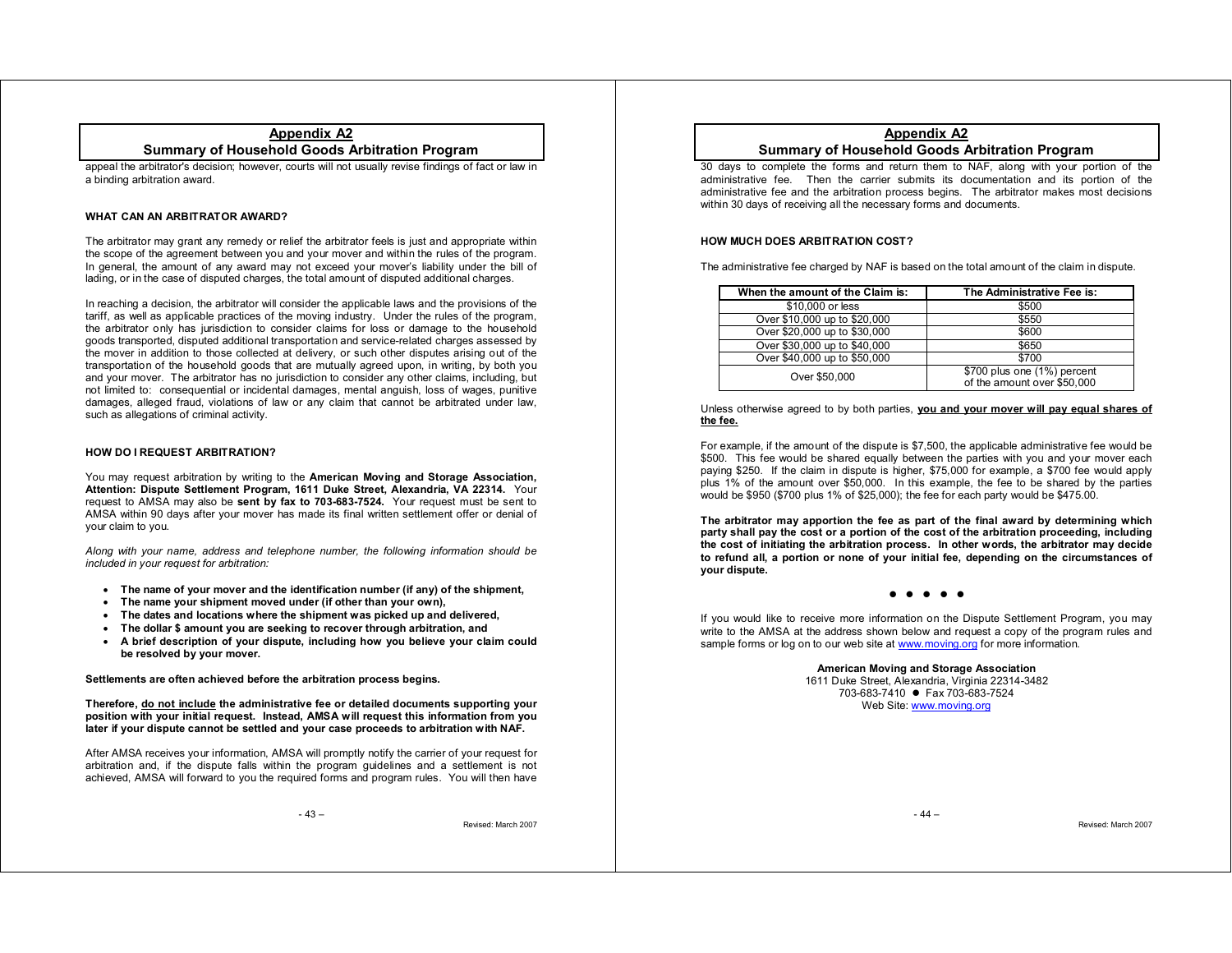appeal the arbitrator's decision; however, courts will not usually revise findings of fact or law in a binding arbitration award.

### WHAT CAN AN ARBITRATOR AWARD?

The arbitrator may grant any remedy or relief the arbitrator feels is just and appropriate within the scope of the agreement between you and your mover and within the rules of the program. In general, the amount of any award may not exceed your mover's liability under the bill of lading, or in the case of disputed charges, the total amount of disputed additional charges.

In reaching a decision, the arbitrator will consider the applicable laws and the provisions of the tariff, as well as applicable practices of the moving industry. Under the rules of the program, the arbitrator only has jurisdiction to consider claims for loss or damage to the household goods transported, disputed additional transportation and service-related charges assessed by the mover in addition to those collected at delivery, or such other disputes arising out of the transportation of the household goods that are mutually agreed upon, in writing, by both you and your mover. The arbitrator has no jurisdiction to consider any other claims, including, but not limited to: consequential or incidental damages, mental anguish, loss of wages, punitive damages, alleged fraud, violations of law or any claim that cannot be arbitrated under law, such as allegations of criminal activity.

### HOW DO I REQUEST ARBITRATION?

You may request arbitration by writing to the **American Moving and Storage Association, Attention: Dispute Settlement Program, 1611 Duke Street, Alexandria, VA 22314.** Your request to AMSA may also be **sent by fax to 703-683-7524.** Your request must be sent to AMSA within 90 days after your mover has made its final written settlement offer or denial of your claim to you.

*Along with your name, address and telephone number, the following information should be included in your request for arbitration:*

- **The name of your mover and the identification number (if any) of the shipment,**
- **The name your shipment moved under (if other than your own),**
- **The dates and locations where the shipment was picked up and delivered,**
- **The dollar $ amount you are seeking to recover through arbitration, and**
- **A brief description of your dispute, including how you believe your claim could be resolved by your mover.**

**Settlements are often achieved before the arbitration process begins.**

**Therefore, <u>do not include</u> the administrative fee or detailed documents supporting your position with your initial request. Instead, AMSA will request this information from you later if your dispute cannot be settled and your case proceeds to arbitration with NAF.**

After AMSA receives your information, AMSA will promptly notify the carrier of your request for arbitration and, if the dispute falls within the program guidelines and a settlement is not achieved, AMSA will forward to you the required forms and program rules. You will then have 30 days to complete the forms and return them to NAF, along with your portion of the administrative fee. Then the carrier submits its documentation and its portion of the administrative fee and the arbitration process begins. The arbitrator makes most decisions within 30 days of receiving all the necessary forms and documents.

### HOW MUCH DOES ARBITRATION COST?

The administrative fee charged by NAF is based on the total amount of the claim in dispute.

| When the amount of the Claim is: | The Administrative Fee is: |
|---|---|
| $10,000 or less | $500 |
| Over $10,000 up to $20,000 | $550 |
| Over $20,000 up to $30,000 | $600 |
| Over $30,000 up to $40,000 | $650 |
| Over $40,000 up to $50,000 | $700 |
| Over $50,000 | $700 plus one (1%) percent of the amount over $50,000 |

Unless otherwise agreed to by both parties, **<u>you and your mover will pay equal shares of the fee.</u>**

For example, if the amount of the dispute is $7,500, the applicable administrative fee would be $500. This fee would be shared equally between the parties with you and your mover each paying $250. If the claim in dispute is higher, $75,000 for example, a $700 fee would apply plus 1% of the amount over $50,000. In this example, the fee to be shared by the parties would be $950 ($700 plus 1% of $25,000); the fee for each party would be $475.00.

**The arbitrator may apportion the fee as part of the final award by determining which party shall pay the cost or a portion of the cost of the arbitration proceeding, including the cost of initiating the arbitration process. In other words, the arbitrator may decide to refund all, a portion or none of your initial fee, depending on the circumstances of your dispute.**

● ● ● ● ●

If you would like to receive more information on the Dispute Settlement Program, you may write to the AMSA at the address shown below and request a copy of the program rules and sample forms or log on to our web site at www.moving.org for more information.

**American Moving and Storage Association**
1611 Duke Street, Alexandria, Virginia 22314-3482
703-683-7410 ● Fax 703-683-7524
Web Site: www.moving.org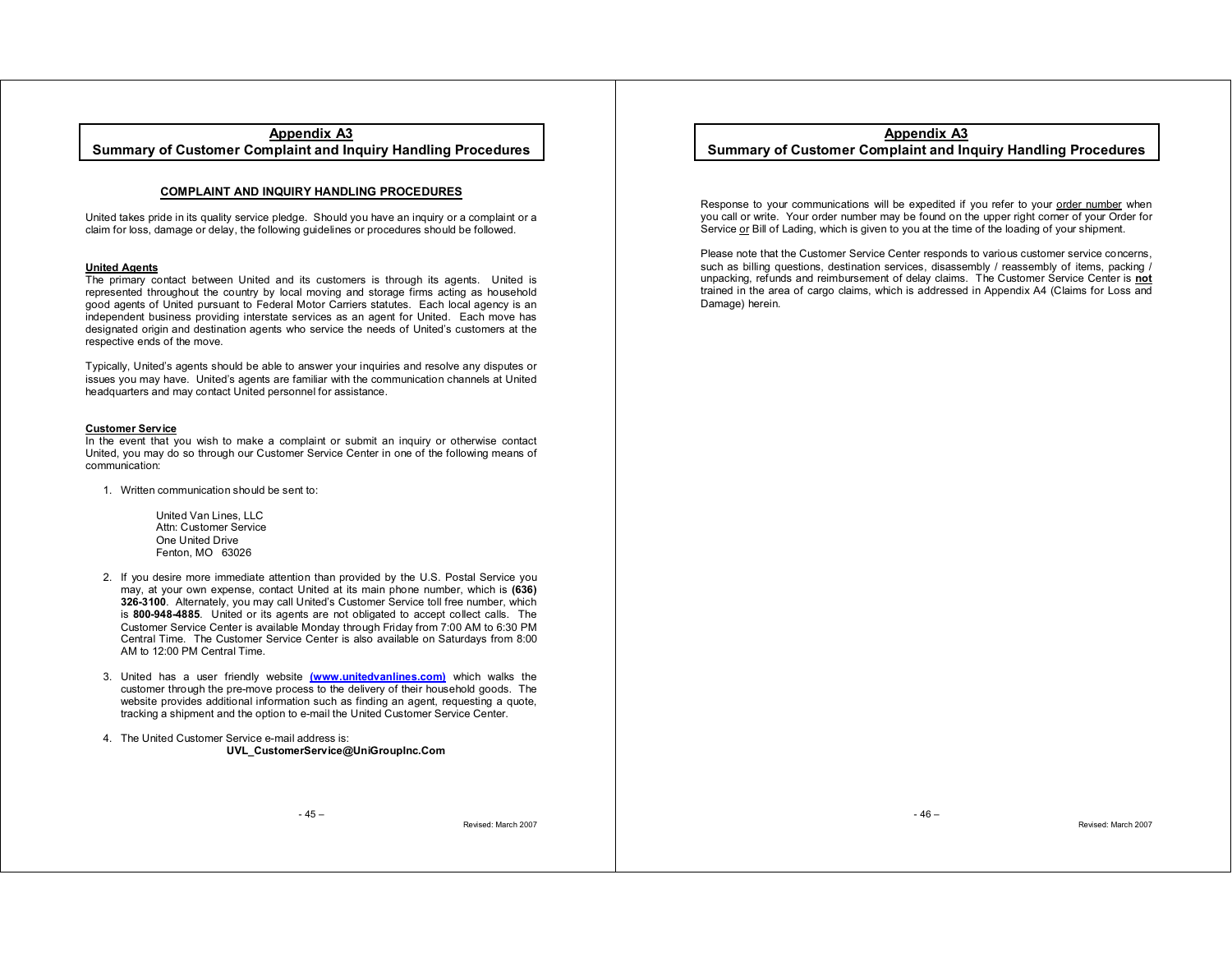# Appendix A3
## Summary of Customer Complaint and Inquiry Handling Procedures

### COMPLAINT AND INQUIRY HANDLING PROCEDURES

United takes pride in its quality service pledge. Should you have an inquiry or a complaint or a claim for loss, damage or delay, the following guidelines or procedures should be followed.

**United Agents**

The primary contact between United and its customers is through its agents. United is represented throughout the country by local moving and storage firms acting as household good agents of United pursuant to Federal Motor Carriers statutes. Each local agency is an independent business providing interstate services as an agent for United. Each move has designated origin and destination agents who service the needs of United's customers at the respective ends of the move.

Typically, United's agents should be able to answer your inquiries and resolve any disputes or issues you may have. United's agents are familiar with the communication channels at United headquarters and may contact United personnel for assistance.

**Customer Service**

In the event that you wish to make a complaint or submit an inquiry or otherwise contact United, you may do so through our Customer Service Center in one of the following means of communication:

1. Written communication should be sent to:

   United Van Lines, LLC
   Attn: Customer Service
   One United Drive
   Fenton, MO 63026

2. If you desire more immediate attention than provided by the U.S. Postal Service you may, at your own expense, contact United at its main phone number, which is **(636) 326-3100**. Alternately, you may call United's Customer Service toll free number, which is **800-948-4885**. United or its agents are not obligated to accept collect calls. The Customer Service Center is available Monday through Friday from 7:00 AM to 6:30 PM Central Time. The Customer Service Center is also available on Saturdays from 8:00 AM to 12:00 PM Central Time.

3. United has a user friendly website **(www.unitedvanlines.com)** which walks the customer through the pre-move process to the delivery of their household goods. The website provides additional information such as finding an agent, requesting a quote, tracking a shipment and the option to e-mail the United Customer Service Center.

4. The United Customer Service e-mail address is:
   **UVL_CustomerService@UniGroupInc.Com**

Response to your communications will be expedited if you refer to your order number when you call or write. Your order number may be found on the upper right corner of your Order for Service or Bill of Lading, which is given to you at the time of the loading of your shipment.

Please note that the Customer Service Center responds to various customer service concerns, such as billing questions, destination services, disassembly / reassembly of items, packing / unpacking, refunds and reimbursement of delay claims. The Customer Service Center is **not** trained in the area of cargo claims, which is addressed in Appendix A4 (Claims for Loss and Damage) herein.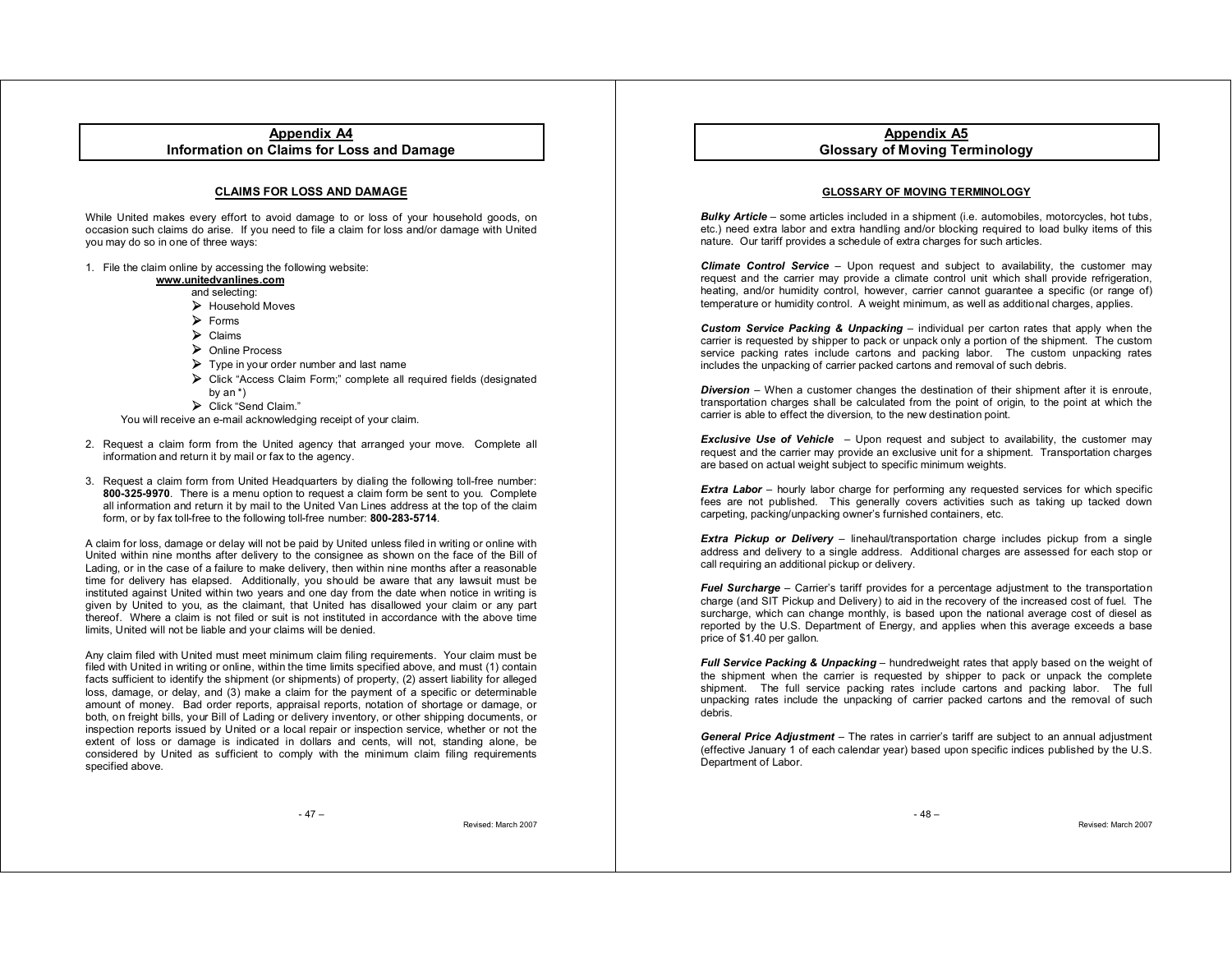## Appendix A4
## Information on Claims for Loss and Damage

### CLAIMS FOR LOSS AND DAMAGE

While United makes every effort to avoid damage to or loss of your household goods, on occasion such claims do arise. If you need to file a claim for loss and/or damage with United you may do so in one of three ways:

1. File the claim online by accessing the following website:
   **www.unitedvanlines.com**
   and selecting:
   - Household Moves
   - Forms
   - Claims
   - Online Process
   - Type in your order number and last name
   - Click "Access Claim Form;" complete all required fields (designated by an *)
   - Click "Send Claim."

   You will receive an e-mail acknowledging receipt of your claim.

2. Request a claim form from the United agency that arranged your move. Complete all information and return it by mail or fax to the agency.

3. Request a claim form from United Headquarters by dialing the following toll-free number: **800-325-9970**. There is a menu option to request a claim form be sent to you. Complete all information and return it by mail to the United Van Lines address at the top of the claim form, or by fax toll-free to the following toll-free number: **800-283-5714**.

A claim for loss, damage or delay will not be paid by United unless filed in writing or online with United within nine months after delivery to the consignee as shown on the face of the Bill of Lading, or in the case of a failure to make delivery, then within nine months after a reasonable time for delivery has elapsed. Additionally, you should be aware that any lawsuit must be instituted against United within two years and one day from the date when notice in writing is given by United to you, as the claimant, that United has disallowed your claim or any part thereof. Where a claim is not filed or suit is not instituted in accordance with the above time limits, United will not be liable and your claims will be denied.

Any claim filed with United must meet minimum claim filing requirements. Your claim must be filed with United in writing or online, within the time limits specified above, and must (1) contain facts sufficient to identify the shipment (or shipments) of property, (2) assert liability for alleged loss, damage, or delay, and (3) make a claim for the payment of a specific or determinable amount of money. Bad order reports, appraisal reports, notation of shortage or damage, or both, on freight bills, your Bill of Lading or delivery inventory, or other shipping documents, or inspection reports issued by United or a local repair or inspection service, whether or not the extent of loss or damage is indicated in dollars and cents, will not, standing alone, be considered by United as sufficient to comply with the minimum claim filing requirements specified above.

## Appendix A5
## Glossary of Moving Terminology

### GLOSSARY OF MOVING TERMINOLOGY

***Bulky Article*** – some articles included in a shipment (i.e. automobiles, motorcycles, hot tubs, etc.) need extra labor and extra handling and/or blocking required to load bulky items of this nature. Our tariff provides a schedule of extra charges for such articles.

***Climate Control Service*** – Upon request and subject to availability, the customer may request and the carrier may provide a climate control unit which shall provide refrigeration, heating, and/or humidity control, however, carrier cannot guarantee a specific (or range of) temperature or humidity control. A weight minimum, as well as additional charges, applies.

***Custom Service Packing & Unpacking*** – individual per carton rates that apply when the carrier is requested by shipper to pack or unpack only a portion of the shipment. The custom service packing rates include cartons and packing labor. The custom unpacking rates includes the unpacking of carrier packed cartons and removal of such debris.

***Diversion*** – When a customer changes the destination of their shipment after it is enroute, transportation charges shall be calculated from the point of origin, to the point at which the carrier is able to effect the diversion, to the new destination point.

***Exclusive Use of Vehicle*** – Upon request and subject to availability, the customer may request and the carrier may provide an exclusive unit for a shipment. Transportation charges are based on actual weight subject to specific minimum weights.

***Extra Labor*** – hourly labor charge for performing any requested services for which specific fees are not published. This generally covers activities such as taking up tacked down carpeting, packing/unpacking owner's furnished containers, etc.

***Extra Pickup or Delivery*** – linehaul/transportation charge includes pickup from a single address and delivery to a single address. Additional charges are assessed for each stop or call requiring an additional pickup or delivery.

***Fuel Surcharge*** – Carrier's tariff provides for a percentage adjustment to the transportation charge (and SIT Pickup and Delivery) to aid in the recovery of the increased cost of fuel. The surcharge, which can change monthly, is based upon the national average cost of diesel as reported by the U.S. Department of Energy, and applies when this average exceeds a base price of $1.40 per gallon.

***Full Service Packing & Unpacking*** – hundredweight rates that apply based on the weight of the shipment when the carrier is requested by shipper to pack or unpack the complete shipment. The full service packing rates include cartons and packing labor. The full unpacking rates include the unpacking of carrier packed cartons and the removal of such debris.

***General Price Adjustment*** – The rates in carrier's tariff are subject to an annual adjustment (effective January 1 of each calendar year) based upon specific indices published by the U.S. Department of Labor.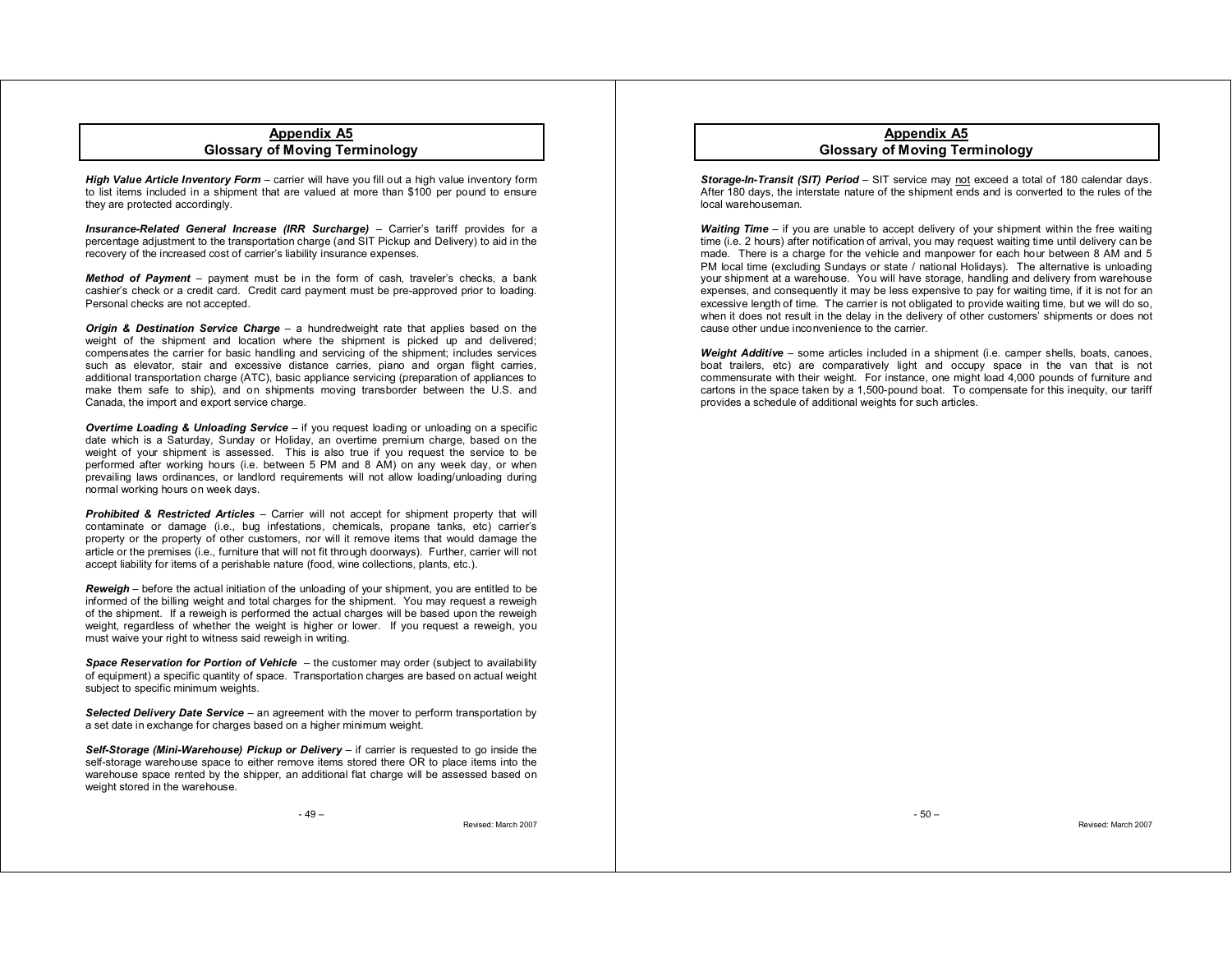## Appendix A5
## Glossary of Moving Terminology

***High Value Article Inventory Form*** – carrier will have you fill out a high value inventory form to list items included in a shipment that are valued at more than $100 per pound to ensure they are protected accordingly.

***Insurance-Related General Increase (IRR Surcharge)*** – Carrier's tariff provides for a percentage adjustment to the transportation charge (and SIT Pickup and Delivery) to aid in the recovery of the increased cost of carrier's liability insurance expenses.

***Method of Payment*** – payment must be in the form of cash, traveler's checks, a bank cashier's check or a credit card. Credit card payment must be pre-approved prior to loading. Personal checks are not accepted.

***Origin & Destination Service Charge*** – a hundredweight rate that applies based on the weight of the shipment and location where the shipment is picked up and delivered; compensates the carrier for basic handling and servicing of the shipment; includes services such as elevator, stair and excessive distance carries, piano and organ flight carries, additional transportation charge (ATC), basic appliance servicing (preparation of appliances to make them safe to ship), and on shipments moving transborder between the U.S. and Canada, the import and export service charge.

***Overtime Loading & Unloading Service*** – if you request loading or unloading on a specific date which is a Saturday, Sunday or Holiday, an overtime premium charge, based on the weight of your shipment is assessed. This is also true if you request the service to be performed after working hours (i.e. between 5 PM and 8 AM) on any week day, or when prevailing laws ordinances, or landlord requirements will not allow loading/unloading during normal working hours on week days.

***Prohibited & Restricted Articles*** – Carrier will not accept for shipment property that will contaminate or damage (i.e., bug infestations, chemicals, propane tanks, etc) carrier's property or the property of other customers, nor will it remove items that would damage the article or the premises (i.e., furniture that will not fit through doorways). Further, carrier will not accept liability for items of a perishable nature (food, wine collections, plants, etc.).

***Reweigh*** – before the actual initiation of the unloading of your shipment, you are entitled to be informed of the billing weight and total charges for the shipment. You may request a reweigh of the shipment. If a reweigh is performed the actual charges will be based upon the reweigh weight, regardless of whether the weight is higher or lower. If you request a reweigh, you must waive your right to witness said reweigh in writing.

***Space Reservation for Portion of Vehicle*** – the customer may order (subject to availability of equipment) a specific quantity of space. Transportation charges are based on actual weight subject to specific minimum weights.

***Selected Delivery Date Service*** – an agreement with the mover to perform transportation by a set date in exchange for charges based on a higher minimum weight.

***Self-Storage (Mini-Warehouse) Pickup or Delivery*** – if carrier is requested to go inside the self-storage warehouse space to either remove items stored there OR to place items into the warehouse space rented by the shipper, an additional flat charge will be assessed based on weight stored in the warehouse.

***Storage-In-Transit (SIT) Period*** – SIT service may not exceed a total of 180 calendar days. After 180 days, the interstate nature of the shipment ends and is converted to the rules of the local warehouseman.

***Waiting Time*** – if you are unable to accept delivery of your shipment within the free waiting time (i.e. 2 hours) after notification of arrival, you may request waiting time until delivery can be made. There is a charge for the vehicle and manpower for each hour between 8 AM and 5 PM local time (excluding Sundays or state / national Holidays). The alternative is unloading your shipment at a warehouse. You will have storage, handling and delivery from warehouse expenses, and consequently it may be less expensive to pay for waiting time, if it is not for an excessive length of time. The carrier is not obligated to provide waiting time, but we will do so, when it does not result in the delay in the delivery of other customers' shipments or does not cause other undue inconvenience to the carrier.

***Weight Additive*** – some articles included in a shipment (i.e. camper shells, boats, canoes, boat trailers, etc) are comparatively light and occupy space in the van that is not commensurate with their weight. For instance, one might load 4,000 pounds of furniture and cartons in the space taken by a 1,500-pound boat. To compensate for this inequity, our tariff provides a schedule of additional weights for such articles.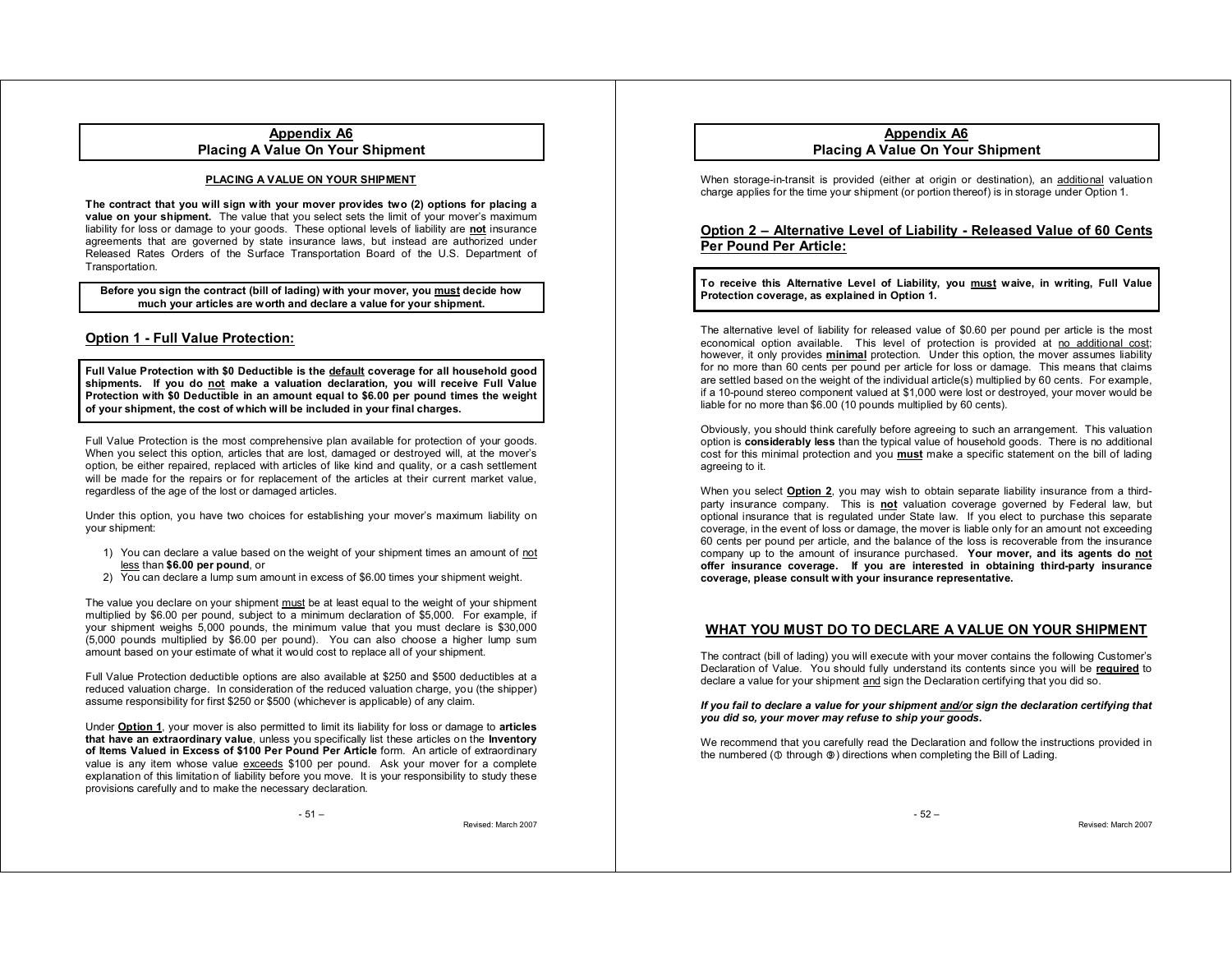## Appendix A6
## Placing A Value On Your Shipment

### PLACING A VALUE ON YOUR SHIPMENT

**The contract that you will sign with your mover provides two (2) options for placing a value on your shipment.** The value that you select sets the limit of your mover's maximum liability for loss or damage to your goods. These optional levels of liability are **not** insurance agreements that are governed by state insurance laws, but instead are authorized under Released Rates Orders of the Surface Transportation Board of the U.S. Department of Transportation.

**Before you sign the contract (bill of lading) with your mover, you must decide how much your articles are worth and declare a value for your shipment.**

### Option 1 - Full Value Protection:

**Full Value Protection with $0 Deductible is the default coverage for all household good shipments. If you do not make a valuation declaration, you will receive Full Value Protection with $0 Deductible in an amount equal to $6.00 per pound times the weight of your shipment, the cost of which will be included in your final charges.**

Full Value Protection is the most comprehensive plan available for protection of your goods. When you select this option, articles that are lost, damaged or destroyed will, at the mover's option, be either repaired, replaced with articles of like kind and quality, or a cash settlement will be made for the repairs or for replacement of the articles at their current market value, regardless of the age of the lost or damaged articles.

Under this option, you have two choices for establishing your mover's maximum liability on your shipment:

1) You can declare a value based on the weight of your shipment times an amount of not less than **$6.00 per pound**, or
2) You can declare a lump sum amount in excess of $6.00 times your shipment weight.

The value you declare on your shipment must be at least equal to the weight of your shipment multiplied by $6.00 per pound, subject to a minimum declaration of $5,000. For example, if your shipment weighs 5,000 pounds, the minimum value that you must declare is $30,000 (5,000 pounds multiplied by $6.00 per pound). You can also choose a higher lump sum amount based on your estimate of what it would cost to replace all of your shipment.

Full Value Protection deductible options are also available at $250 and $500 deductibles at a reduced valuation charge. In consideration of the reduced valuation charge, you (the shipper) assume responsibility for first $250 or $500 (whichever is applicable) of any claim.

Under **Option 1**, your mover is also permitted to limit its liability for loss or damage to **articles that have an extraordinary value**, unless you specifically list these articles on the **Inventory of Items Valued in Excess of $100 Per Pound Per Article** form. An article of extraordinary value is any item whose value exceeds $100 per pound. Ask your mover for a complete explanation of this limitation of liability before you move. It is your responsibility to study these provisions carefully and to make the necessary declaration.

When storage-in-transit is provided (either at origin or destination), an additional valuation charge applies for the time your shipment (or portion thereof) is in storage under Option 1.

### Option 2 – Alternative Level of Liability - Released Value of 60 Cents Per Pound Per Article:

**To receive this Alternative Level of Liability, you must waive, in writing, Full Value Protection coverage, as explained in Option 1.**

The alternative level of liability for released value of $0.60 per pound per article is the most economical option available. This level of protection is provided at no additional cost; however, it only provides **minimal** protection. Under this option, the mover assumes liability for no more than 60 cents per pound per article for loss or damage. This means that claims are settled based on the weight of the individual article(s) multiplied by 60 cents. For example, if a 10-pound stereo component valued at $1,000 were lost or destroyed, your mover would be liable for no more than $6.00 (10 pounds multiplied by 60 cents).

Obviously, you should think carefully before agreeing to such an arrangement. This valuation option is **considerably less** than the typical value of household goods. There is no additional cost for this minimal protection and you **must** make a specific statement on the bill of lading agreeing to it.

When you select **Option 2**, you may wish to obtain separate liability insurance from a third-party insurance company. This is **not** valuation coverage governed by Federal law, but optional insurance that is regulated under State law. If you elect to purchase this separate coverage, in the event of loss or damage, the mover is liable only for an amount not exceeding 60 cents per pound per article, and the balance of the loss is recoverable from the insurance company up to the amount of insurance purchased. **Your mover, and its agents do not offer insurance coverage. If you are interested in obtaining third-party insurance coverage, please consult with your insurance representative.**

### WHAT YOU MUST DO TO DECLARE A VALUE ON YOUR SHIPMENT

The contract (bill of lading) you will execute with your mover contains the following Customer's Declaration of Value. You should fully understand its contents since you will be **required** to declare a value for your shipment and sign the Declaration certifying that you did so.

***If you fail to declare a value for your shipment and/or sign the declaration certifying that you did so, your mover may refuse to ship your goods.***

We recommend that you carefully read the Declaration and follow the instructions provided in the numbered (① through ③) directions when completing the Bill of Lading.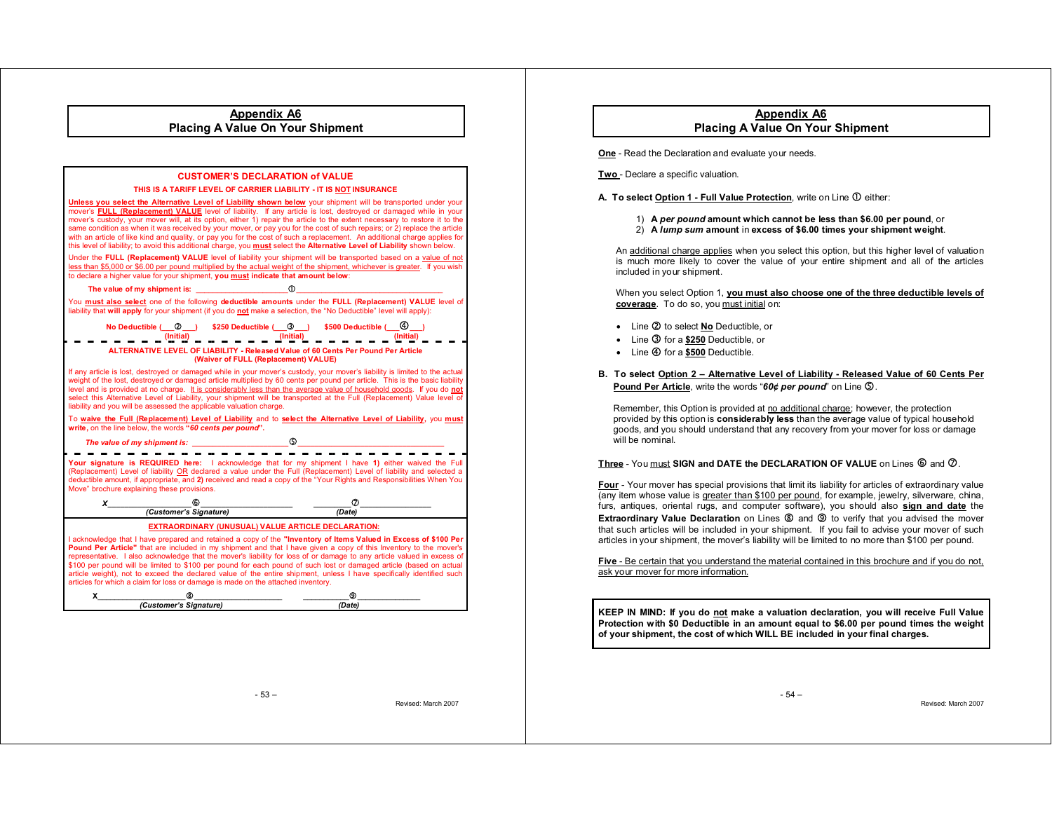## Appendix A6
## Placing A Value On Your Shipment

### CUSTOMER'S DECLARATION of VALUE

**THIS IS A TARIFF LEVEL OF CARRIER LIABILITY - IT IS NOT INSURANCE**

**Unless you select the Alternative Level of Liability shown below** your shipment will be transported under your mover's **FULL (Replacement) VALUE** level of liability. If any article is lost, destroyed or damaged while in your mover's custody, your mover will, at its option, either 1) repair the article to the extent necessary to restore it to the same condition as when it was received by your mover, or pay you for the cost of such repairs; or 2) replace the article with an article of like kind and quality, or pay you for the cost of such a replacement. An additional charge applies for this level of liability; to avoid this additional charge, you **must** select the **Alternative Level of Liability** shown below.

Under the **FULL (Replacement) VALUE** level of liability your shipment will be transported based on a value of not less than $5,000 or $6.00 per pound multiplied by the actual weight of the shipment, whichever is greater. If you wish to declare a higher value for your shipment, **you must indicate that amount below**:

**The value of my shipment is:** ____________________ ① ______________________________

You **must also select** one of the following **deductible amounts** under the **FULL (Replacement) VALUE** level of liability that **will apply** for your shipment (if you do **not** make a selection, the "No Deductible" level will apply):

**No Deductible** (___②___) **(Initial)** **$250 Deductible** (___③___) **(Initial)** **$500 Deductible** (___④___) **(Initial)**

**ALTERNATIVE LEVEL OF LIABILITY - Released Value of 60 Cents Per Pound Per Article**
**(Waiver of FULL (Replacement) VALUE)**

If any article is lost, destroyed or damaged while in your mover's custody, your mover's liability is limited to the actual weight of the lost, destroyed or damaged article multiplied by 60 cents per pound per article. This is the basic liability level and is provided at no charge. It is considerably less than the average value of household goods. If you do **not** select this Alternative Level of Liability, your shipment will be transported at the Full (Replacement) Value level of liability and you will be assessed the applicable valuation charge.

To **waive the Full (Replacement) Level of Liability** and to **select the Alternative Level of Liability**, you **must write**, on the line below, the words ***"60 cents per pound"***.

***The value of my shipment is:*** ____________________ ⑤ ______________________________

**Your signature is REQUIRED here:** I acknowledge that for my shipment I have **1)** either waived the Full (Replacement) Level of liability OR declared a value under the Full (Replacement) Level of liability and selected a deductible amount, if appropriate, and **2)** received and read a copy of the "Your Rights and Responsibilities When You Move" brochure explaining these provisions.

**X**_________________ ⑥ _________________ ________ ⑦ ______________
***(Customer's Signature)*** ***(Date)***

**EXTRAORDINARY (UNUSUAL) VALUE ARTICLE DECLARATION:**

I acknowledge that I have prepared and retained a copy of the **"Inventory of Items Valued in Excess of $100 Per Pound Per Article"** that are included in my shipment and that I have given a copy of this Inventory to the mover's representative. I also acknowledge that the mover's liability for loss of or damage to any article valued in excess of $100 per pound will be limited to $100 per pound for each pound of such lost or damaged article (based on actual article weight), not to exceed the declared value of the entire shipment, unless I have specifically identified such articles for which a claim for loss or damage is made on the attached inventory.

**X**_________________ ⑧ _________________ ________ ⑨ ______________
***(Customer's Signature)*** ***(Date)***

## Appendix A6
## Placing A Value On Your Shipment

**One** - Read the Declaration and evaluate your needs.

**Two** - Declare a specific valuation.

**A. To select Option 1 - Full Value Protection**, write on Line ① either:

1) **A *per pound* amount which cannot be less than $6.00 per pound**, or
2) **A *lump sum* amount** in **excess of $6.00 times your shipment weight**.

An additional charge applies when you select this option, but this higher level of valuation is much more likely to cover the value of your entire shipment and all of the articles included in your shipment.

When you select Option 1, **you must also choose one of the three deductible levels of coverage**. To do so, you must initial on:

- Line ② to select **No** Deductible, or
- Line ③ for a **$250** Deductible, or
- Line ④ for a **$500** Deductible.

**B. To select Option 2 – Alternative Level of Liability - Released Value of 60 Cents Per Pound Per Article**, write the words "***60¢ per pound***" on Line ⑤.

Remember, this Option is provided at no additional charge; however, the protection provided by this option is **considerably less** than the average value of typical household goods, and you should understand that any recovery from your mover for loss or damage will be nominal.

**Three** - You must **SIGN and DATE the DECLARATION OF VALUE** on Lines ⑥ and ⑦.

**Four** - Your mover has special provisions that limit its liability for articles of extraordinary value (any item whose value is greater than $100 per pound, for example, jewelry, silverware, china, furs, antiques, oriental rugs, and computer software), you should also **sign and date** the **Extraordinary Value Declaration** on Lines ⑧ and ⑨ to verify that you advised the mover that such articles will be included in your shipment. If you fail to advise your mover of such articles in your shipment, the mover's liability will be limited to no more than $100 per pound.

**Five** - Be certain that you understand the material contained in this brochure and if you do not, ask your mover for more information.

**KEEP IN MIND: If you do not make a valuation declaration, you will receive Full Value Protection with $0 Deductible in an amount equal to $6.00 per pound times the weight of your shipment, the cost of which WILL BE included in your final charges.**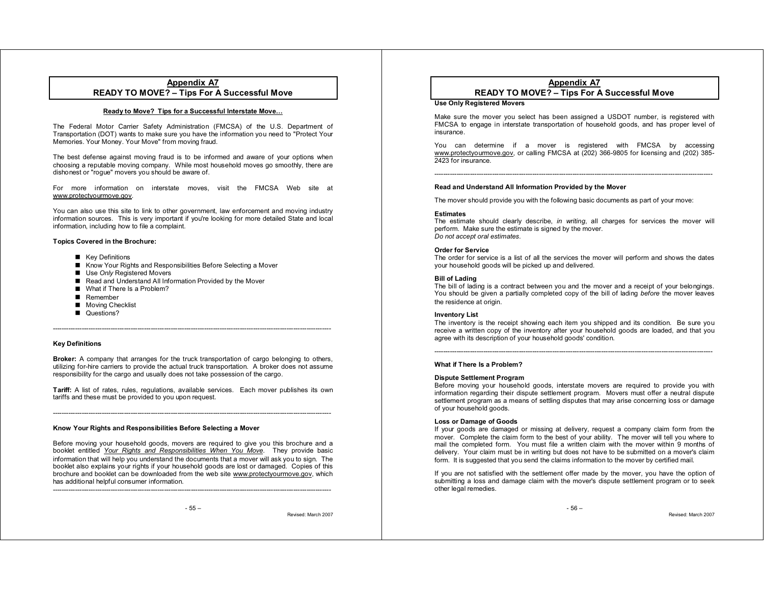## Appendix A7
## READY TO MOVE? – Tips For A Successful Move

**Ready to Move? Tips for a Successful Interstate Move…**

The Federal Motor Carrier Safety Administration (FMCSA) of the U.S. Department of Transportation (DOT) wants to make sure you have the information you need to "Protect Your Memories. Your Money. Your Move" from moving fraud.

The best defense against moving fraud is to be informed and aware of your options when choosing a reputable moving company. While most household moves go smoothly, there are dishonest or "rogue" movers you should be aware of.

For more information on interstate moves, visit the FMCSA Web site at www.protectyourmove.gov.

You can also use this site to link to other government, law enforcement and moving industry information sources. This is very important if you're looking for more detailed State and local information, including how to file a complaint.

**Topics Covered in the Brochure:**

- Key Definitions
- Know Your Rights and Responsibilities Before Selecting a Mover
- Use *Only* Registered Movers
- Read and Understand All Information Provided by the Mover
- What if There Is a Problem?
- Remember
- Moving Checklist
- Questions?

---

**Key Definitions**

**Broker:** A company that arranges for the truck transportation of cargo belonging to others, utilizing for-hire carriers to provide the actual truck transportation. A broker does not assume responsibility for the cargo and usually does not take possession of the cargo.

**Tariff:** A list of rates, rules, regulations, available services. Each mover publishes its own tariffs and these must be provided to you upon request.

---

**Know Your Rights and Responsibilities Before Selecting a Mover**

Before moving your household goods, movers are required to give you this brochure and a booklet entitled *Your Rights and Responsibilities When You Move*. They provide basic information that will help you understand the documents that a mover will ask you to sign. The booklet also explains your rights if your household goods are lost or damaged. Copies of this brochure and booklet can be downloaded from the web site www.protectyourmove.gov, which has additional helpful consumer information.

---

**Use Only Registered Movers**

Make sure the mover you select has been assigned a USDOT number, is registered with FMCSA to engage in interstate transportation of household goods, and has proper level of insurance.

You can determine if a mover is registered with FMCSA by accessing www.protectyourmove.gov, or calling FMCSA at (202) 366-9805 for licensing and (202) 385-2423 for insurance.

---

**Read and Understand All Information Provided by the Mover**

The mover should provide you with the following basic documents as part of your move:

**Estimates**
The estimate should clearly describe, *in writing*, all charges for services the mover will perform. Make sure the estimate is signed by the mover.
*Do not accept oral estimates.*

**Order for Service**
The order for service is a list of all the services the mover will perform and shows the dates your household goods will be picked up and delivered.

**Bill of Lading**
The bill of lading is a contract between you and the mover and a receipt of your belongings. You should be given a partially completed copy of the bill of lading *before* the mover leaves the residence at origin.

**Inventory List**
The inventory is the receipt showing each item you shipped and its condition. Be sure you receive a written copy of the inventory after your household goods are loaded, and that you agree with its description of your household goods' condition.

---

**What if There Is a Problem?**

**Dispute Settlement Program**
Before moving your household goods, interstate movers are required to provide you with information regarding their dispute settlement program. Movers must offer a neutral dispute settlement program as a means of settling disputes that may arise concerning loss or damage of your household goods.

**Loss or Damage of Goods**
If your goods are damaged or missing at delivery, request a company claim form from the mover. Complete the claim form to the best of your ability. The mover will tell you where to mail the completed form. You must file a written claim with the mover within 9 months of delivery. Your claim must be in writing but does not have to be submitted on a mover's claim form. It is suggested that you send the claims information to the mover by certified mail.

If you are not satisfied with the settlement offer made by the mover, you have the option of submitting a loss and damage claim with the mover's dispute settlement program or to seek other legal remedies.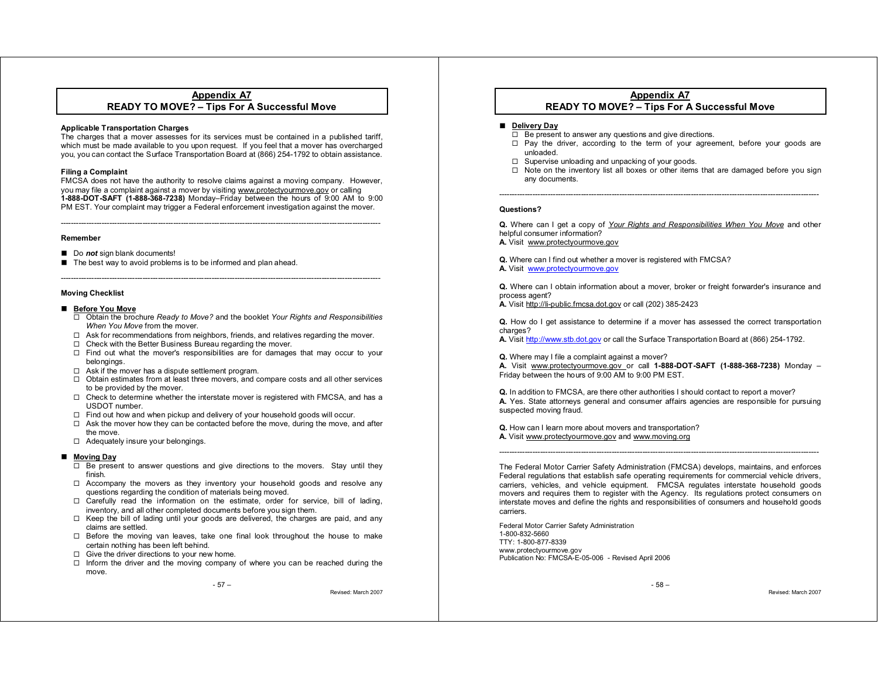## Appendix A7
## READY TO MOVE? – Tips For A Successful Move

**Applicable Transportation Charges**
The charges that a mover assesses for its services must be contained in a published tariff, which must be made available to you upon request. If you feel that a mover has overcharged you, you can contact the Surface Transportation Board at (866) 254-1792 to obtain assistance.

**Filing a Complaint**
FMCSA does not have the authority to resolve claims against a moving company. However, you may file a complaint against a mover by visiting www.protectyourmove.gov or calling **1-888-DOT-SAFT (1-888-368-7238)** Monday–Friday between the hours of 9:00 AM to 9:00 PM EST. Your complaint may trigger a Federal enforcement investigation against the mover.

---

**Remember**

- Do ***not*** sign blank documents!
- The best way to avoid problems is to be informed and plan ahead.

---

**Moving Checklist**

- **Before You Move**
  - ☐ Obtain the brochure *Ready to Move?* and the booklet *Your Rights and Responsibilities When You Move* from the mover.
  - ☐ Ask for recommendations from neighbors, friends, and relatives regarding the mover.
  - ☐ Check with the Better Business Bureau regarding the mover.
  - ☐ Find out what the mover's responsibilities are for damages that may occur to your belongings.
  - ☐ Ask if the mover has a dispute settlement program.
  - ☐ Obtain estimates from at least three movers, and compare costs and all other services to be provided by the mover.
  - ☐ Check to determine whether the interstate mover is registered with FMCSA, and has a USDOT number.
  - ☐ Find out how and when pickup and delivery of your household goods will occur.
  - ☐ Ask the mover how they can be contacted before the move, during the move, and after the move.
  - ☐ Adequately insure your belongings.

- **Moving Day**
  - ☐ Be present to answer questions and give directions to the movers. Stay until they finish.
  - ☐ Accompany the movers as they inventory your household goods and resolve any questions regarding the condition of materials being moved.
  - ☐ Carefully read the information on the estimate, order for service, bill of lading, inventory, and all other completed documents before you sign them.
  - ☐ Keep the bill of lading until your goods are delivered, the charges are paid, and any claims are settled.
  - ☐ Before the moving van leaves, take one final look throughout the house to make certain nothing has been left behind.
  - ☐ Give the driver directions to your new home.
  - ☐ Inform the driver and the moving company of where you can be reached during the move.

- **Delivery Day**
  - ☐ Be present to answer any questions and give directions.
  - ☐ Pay the driver, according to the term of your agreement, before your goods are unloaded.
  - ☐ Supervise unloading and unpacking of your goods.
  - ☐ Note on the inventory list all boxes or other items that are damaged before you sign any documents.

---

**Questions?**

**Q.** Where can I get a copy of *Your Rights and Responsibilities When You Move* and other helpful consumer information?
**A.** Visit www.protectyourmove.gov

**Q.** Where can I find out whether a mover is registered with FMCSA?
**A.** Visit www.protectyourmove.gov

**Q.** Where can I obtain information about a mover, broker or freight forwarder's insurance and process agent?
**A.** Visit http://li-public.fmcsa.dot.gov or call (202) 385-2423

**Q.** How do I get assistance to determine if a mover has assessed the correct transportation charges?
**A.** Visit http://www.stb.dot.gov or call the Surface Transportation Board at (866) 254-1792.

**Q.** Where may I file a complaint against a mover?
**A.** Visit www.protectyourmove.gov or call **1-888-DOT-SAFT (1-888-368-7238)** Monday – Friday between the hours of 9:00 AM to 9:00 PM EST.

**Q.** In addition to FMCSA, are there other authorities I should contact to report a mover?
**A.** Yes. State attorneys general and consumer affairs agencies are responsible for pursuing suspected moving fraud.

**Q.** How can I learn more about movers and transportation?
**A.** Visit www.protectyourmove.gov and www.moving.org

---

The Federal Motor Carrier Safety Administration (FMCSA) develops, maintains, and enforces Federal regulations that establish safe operating requirements for commercial vehicle drivers, carriers, vehicles, and vehicle equipment. FMCSA regulates interstate household goods movers and requires them to register with the Agency. Its regulations protect consumers on interstate moves and define the rights and responsibilities of consumers and household goods carriers.

Federal Motor Carrier Safety Administration
1-800-832-5660
TTY: 1-800-877-8339
www.protectyourmove.gov
Publication No: FMCSA-E-05-006 - Revised April 2006